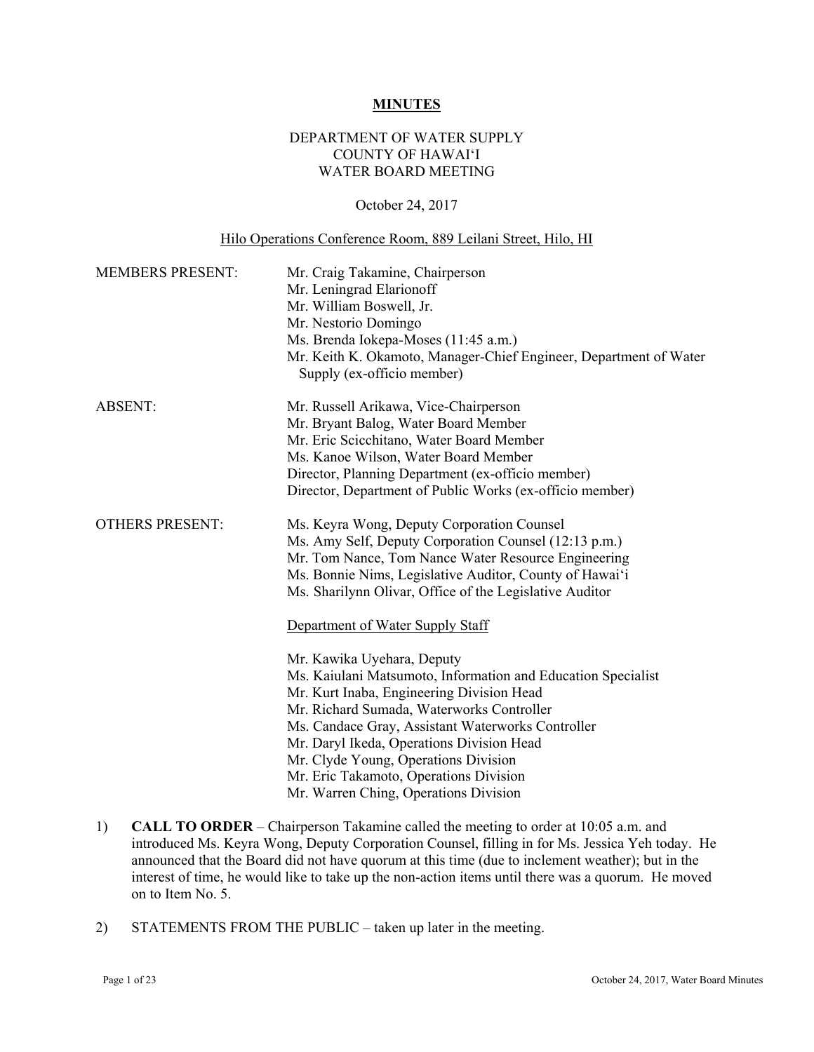# MINUTES

DEPARTMENT OF WATER SUPPLY
COUNTY OF HAWAI'I
WATER BOARD MEETING

October 24, 2017

Hilo Operations Conference Room, 889 Leilani Street, Hilo, HI

| | |
|---|---|
| MEMBERS PRESENT: | Mr. Craig Takamine, Chairperson<br>Mr. Leningrad Elarionoff<br>Mr. William Boswell, Jr.<br>Mr. Nestorio Domingo<br>Ms. Brenda Iokepa-Moses (11:45 a.m.)<br>Mr. Keith K. Okamoto, Manager-Chief Engineer, Department of Water Supply (ex-officio member) |
| ABSENT: | Mr. Russell Arikawa, Vice-Chairperson<br>Mr. Bryant Balog, Water Board Member<br>Mr. Eric Scicchitano, Water Board Member<br>Ms. Kanoe Wilson, Water Board Member<br>Director, Planning Department (ex-officio member)<br>Director, Department of Public Works (ex-officio member) |
| OTHERS PRESENT: | Ms. Keyra Wong, Deputy Corporation Counsel<br>Ms. Amy Self, Deputy Corporation Counsel (12:13 p.m.)<br>Mr. Tom Nance, Tom Nance Water Resource Engineering<br>Ms. Bonnie Nims, Legislative Auditor, County of Hawai'i<br>Ms. Sharilynn Olivar, Office of the Legislative Auditor |
| | Department of Water Supply Staff<br><br>Mr. Kawika Uyehara, Deputy<br>Ms. Kaiulani Matsumoto, Information and Education Specialist<br>Mr. Kurt Inaba, Engineering Division Head<br>Mr. Richard Sumada, Waterworks Controller<br>Ms. Candace Gray, Assistant Waterworks Controller<br>Mr. Daryl Ikeda, Operations Division Head<br>Mr. Clyde Young, Operations Division<br>Mr. Eric Takamoto, Operations Division<br>Mr. Warren Ching, Operations Division |

1) **CALL TO ORDER** – Chairperson Takamine called the meeting to order at 10:05 a.m. and introduced Ms. Keyra Wong, Deputy Corporation Counsel, filling in for Ms. Jessica Yeh today. He announced that the Board did not have quorum at this time (due to inclement weather); but in the interest of time, he would like to take up the non-action items until there was a quorum. He moved on to Item No. 5.

2) STATEMENTS FROM THE PUBLIC – taken up later in the meeting.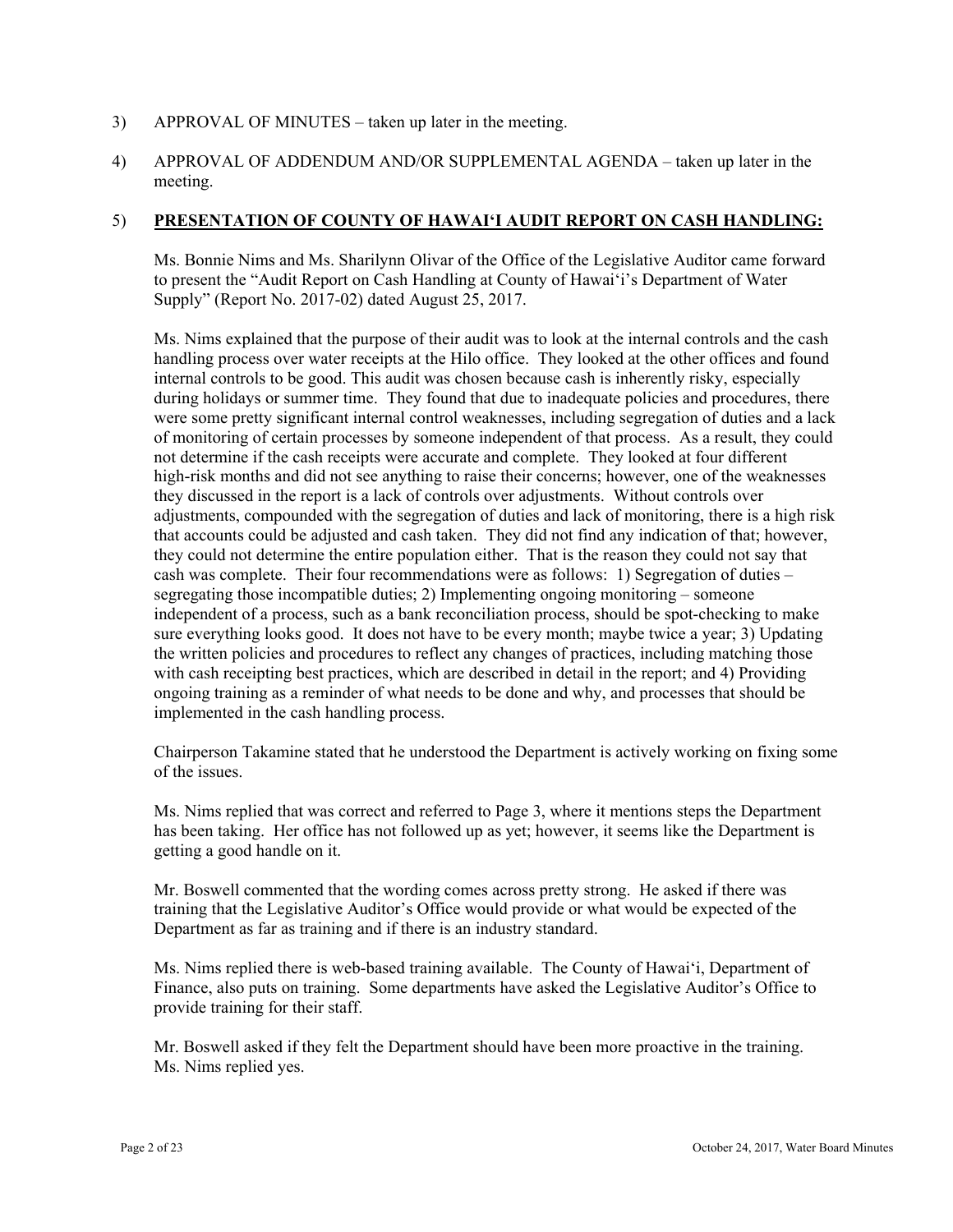3) APPROVAL OF MINUTES – taken up later in the meeting.

4) APPROVAL OF ADDENDUM AND/OR SUPPLEMENTAL AGENDA – taken up later in the meeting.

5) **PRESENTATION OF COUNTY OF HAWAI'I AUDIT REPORT ON CASH HANDLING:**

Ms. Bonnie Nims and Ms. Sharilynn Olivar of the Office of the Legislative Auditor came forward to present the "Audit Report on Cash Handling at County of Hawai'i's Department of Water Supply" (Report No. 2017-02) dated August 25, 2017.

Ms. Nims explained that the purpose of their audit was to look at the internal controls and the cash handling process over water receipts at the Hilo office. They looked at the other offices and found internal controls to be good. This audit was chosen because cash is inherently risky, especially during holidays or summer time. They found that due to inadequate policies and procedures, there were some pretty significant internal control weaknesses, including segregation of duties and a lack of monitoring of certain processes by someone independent of that process. As a result, they could not determine if the cash receipts were accurate and complete. They looked at four different high-risk months and did not see anything to raise their concerns; however, one of the weaknesses they discussed in the report is a lack of controls over adjustments. Without controls over adjustments, compounded with the segregation of duties and lack of monitoring, there is a high risk that accounts could be adjusted and cash taken. They did not find any indication of that; however, they could not determine the entire population either. That is the reason they could not say that cash was complete. Their four recommendations were as follows: 1) Segregation of duties – segregating those incompatible duties; 2) Implementing ongoing monitoring – someone independent of a process, such as a bank reconciliation process, should be spot-checking to make sure everything looks good. It does not have to be every month; maybe twice a year; 3) Updating the written policies and procedures to reflect any changes of practices, including matching those with cash receipting best practices, which are described in detail in the report; and 4) Providing ongoing training as a reminder of what needs to be done and why, and processes that should be implemented in the cash handling process.

Chairperson Takamine stated that he understood the Department is actively working on fixing some of the issues.

Ms. Nims replied that was correct and referred to Page 3, where it mentions steps the Department has been taking. Her office has not followed up as yet; however, it seems like the Department is getting a good handle on it.

Mr. Boswell commented that the wording comes across pretty strong. He asked if there was training that the Legislative Auditor's Office would provide or what would be expected of the Department as far as training and if there is an industry standard.

Ms. Nims replied there is web-based training available. The County of Hawai'i, Department of Finance, also puts on training. Some departments have asked the Legislative Auditor's Office to provide training for their staff.

Mr. Boswell asked if they felt the Department should have been more proactive in the training. Ms. Nims replied yes.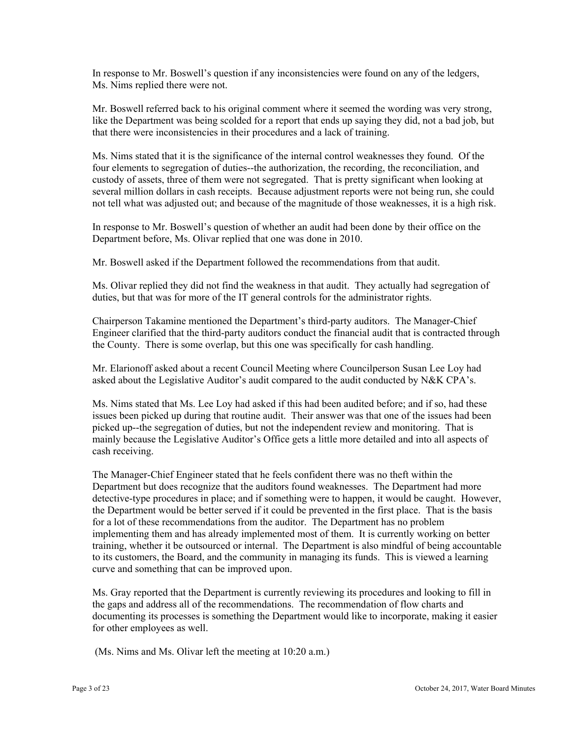In response to Mr. Boswell's question if any inconsistencies were found on any of the ledgers, Ms. Nims replied there were not.

Mr. Boswell referred back to his original comment where it seemed the wording was very strong, like the Department was being scolded for a report that ends up saying they did, not a bad job, but that there were inconsistencies in their procedures and a lack of training.

Ms. Nims stated that it is the significance of the internal control weaknesses they found. Of the four elements to segregation of duties--the authorization, the recording, the reconciliation, and custody of assets, three of them were not segregated. That is pretty significant when looking at several million dollars in cash receipts. Because adjustment reports were not being run, she could not tell what was adjusted out; and because of the magnitude of those weaknesses, it is a high risk.

In response to Mr. Boswell's question of whether an audit had been done by their office on the Department before, Ms. Olivar replied that one was done in 2010.

Mr. Boswell asked if the Department followed the recommendations from that audit.

Ms. Olivar replied they did not find the weakness in that audit. They actually had segregation of duties, but that was for more of the IT general controls for the administrator rights.

Chairperson Takamine mentioned the Department's third-party auditors. The Manager-Chief Engineer clarified that the third-party auditors conduct the financial audit that is contracted through the County. There is some overlap, but this one was specifically for cash handling.

Mr. Elarionoff asked about a recent Council Meeting where Councilperson Susan Lee Loy had asked about the Legislative Auditor's audit compared to the audit conducted by N&K CPA's.

Ms. Nims stated that Ms. Lee Loy had asked if this had been audited before; and if so, had these issues been picked up during that routine audit. Their answer was that one of the issues had been picked up--the segregation of duties, but not the independent review and monitoring. That is mainly because the Legislative Auditor's Office gets a little more detailed and into all aspects of cash receiving.

The Manager-Chief Engineer stated that he feels confident there was no theft within the Department but does recognize that the auditors found weaknesses. The Department had more detective-type procedures in place; and if something were to happen, it would be caught. However, the Department would be better served if it could be prevented in the first place. That is the basis for a lot of these recommendations from the auditor. The Department has no problem implementing them and has already implemented most of them. It is currently working on better training, whether it be outsourced or internal. The Department is also mindful of being accountable to its customers, the Board, and the community in managing its funds. This is viewed a learning curve and something that can be improved upon.

Ms. Gray reported that the Department is currently reviewing its procedures and looking to fill in the gaps and address all of the recommendations. The recommendation of flow charts and documenting its processes is something the Department would like to incorporate, making it easier for other employees as well.

(Ms. Nims and Ms. Olivar left the meeting at 10:20 a.m.)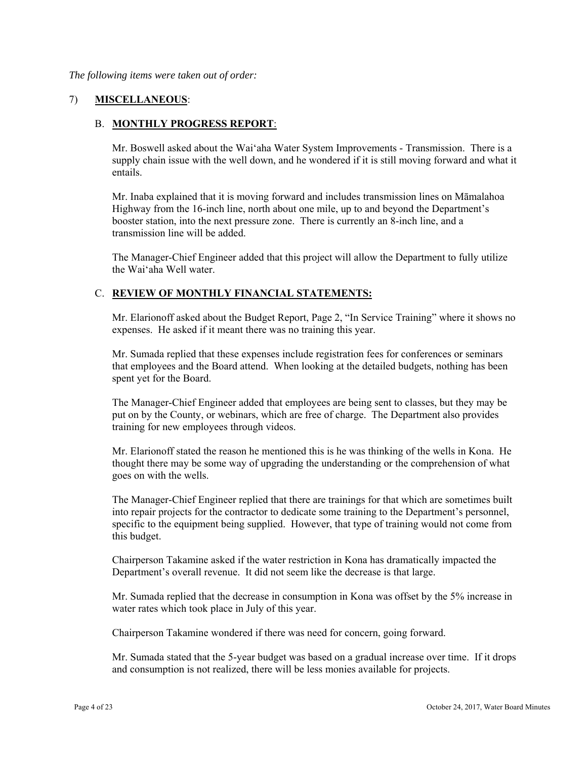*The following items were taken out of order:*

7) **MISCELLANEOUS**:

B. **MONTHLY PROGRESS REPORT**:

Mr. Boswell asked about the Waiʻaha Water System Improvements - Transmission. There is a supply chain issue with the well down, and he wondered if it is still moving forward and what it entails.

Mr. Inaba explained that it is moving forward and includes transmission lines on Māmalahoa Highway from the 16-inch line, north about one mile, up to and beyond the Department's booster station, into the next pressure zone. There is currently an 8-inch line, and a transmission line will be added.

The Manager-Chief Engineer added that this project will allow the Department to fully utilize the Waiʻaha Well water.

C. **REVIEW OF MONTHLY FINANCIAL STATEMENTS:**

Mr. Elarionoff asked about the Budget Report, Page 2, "In Service Training" where it shows no expenses. He asked if it meant there was no training this year.

Mr. Sumada replied that these expenses include registration fees for conferences or seminars that employees and the Board attend. When looking at the detailed budgets, nothing has been spent yet for the Board.

The Manager-Chief Engineer added that employees are being sent to classes, but they may be put on by the County, or webinars, which are free of charge. The Department also provides training for new employees through videos.

Mr. Elarionoff stated the reason he mentioned this is he was thinking of the wells in Kona. He thought there may be some way of upgrading the understanding or the comprehension of what goes on with the wells.

The Manager-Chief Engineer replied that there are trainings for that which are sometimes built into repair projects for the contractor to dedicate some training to the Department's personnel, specific to the equipment being supplied. However, that type of training would not come from this budget.

Chairperson Takamine asked if the water restriction in Kona has dramatically impacted the Department's overall revenue. It did not seem like the decrease is that large.

Mr. Sumada replied that the decrease in consumption in Kona was offset by the 5% increase in water rates which took place in July of this year.

Chairperson Takamine wondered if there was need for concern, going forward.

Mr. Sumada stated that the 5-year budget was based on a gradual increase over time. If it drops and consumption is not realized, there will be less monies available for projects.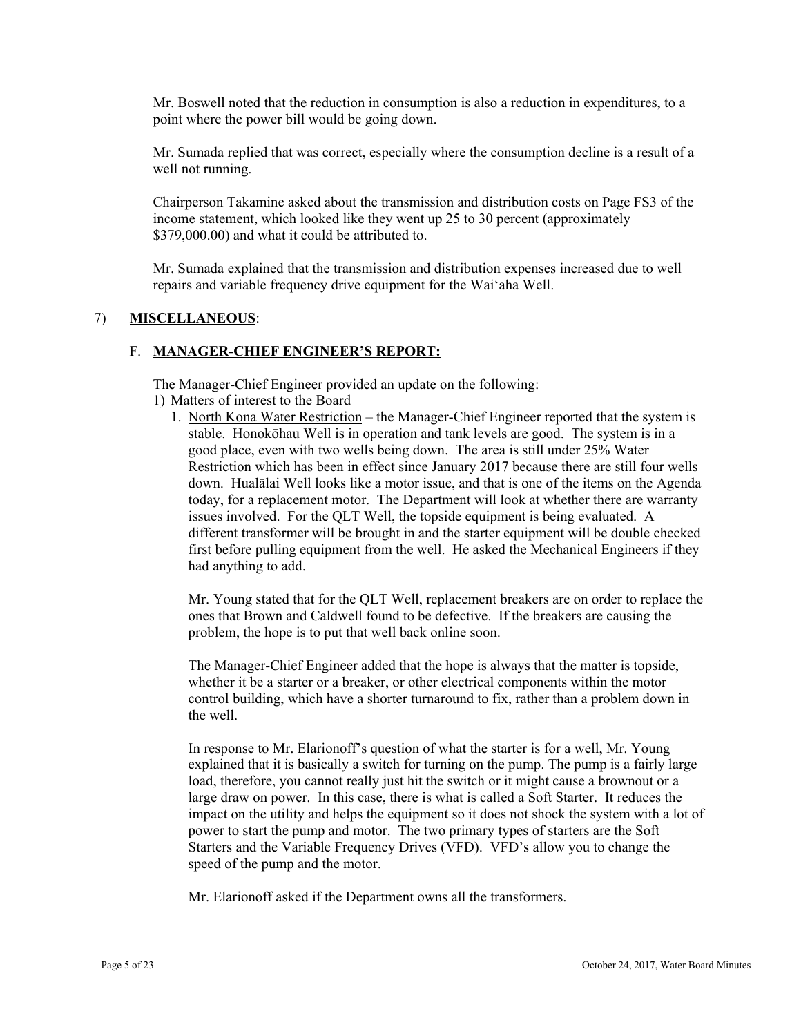Mr. Boswell noted that the reduction in consumption is also a reduction in expenditures, to a point where the power bill would be going down.

Mr. Sumada replied that was correct, especially where the consumption decline is a result of a well not running.

Chairperson Takamine asked about the transmission and distribution costs on Page FS3 of the income statement, which looked like they went up 25 to 30 percent (approximately $379,000.00) and what it could be attributed to.

Mr. Sumada explained that the transmission and distribution expenses increased due to well repairs and variable frequency drive equipment for the Waiʻaha Well.

## 7) **MISCELLANEOUS**:

### F. **MANAGER-CHIEF ENGINEER'S REPORT:**

The Manager-Chief Engineer provided an update on the following:

1) Matters of interest to the Board

1. North Kona Water Restriction – the Manager-Chief Engineer reported that the system is stable. Honokōhau Well is in operation and tank levels are good. The system is in a good place, even with two wells being down. The area is still under 25% Water Restriction which has been in effect since January 2017 because there are still four wells down. Hualālai Well looks like a motor issue, and that is one of the items on the Agenda today, for a replacement motor. The Department will look at whether there are warranty issues involved. For the QLT Well, the topside equipment is being evaluated. A different transformer will be brought in and the starter equipment will be double checked first before pulling equipment from the well. He asked the Mechanical Engineers if they had anything to add.

   Mr. Young stated that for the QLT Well, replacement breakers are on order to replace the ones that Brown and Caldwell found to be defective. If the breakers are causing the problem, the hope is to put that well back online soon.

   The Manager-Chief Engineer added that the hope is always that the matter is topside, whether it be a starter or a breaker, or other electrical components within the motor control building, which have a shorter turnaround to fix, rather than a problem down in the well.

   In response to Mr. Elarionoff's question of what the starter is for a well, Mr. Young explained that it is basically a switch for turning on the pump. The pump is a fairly large load, therefore, you cannot really just hit the switch or it might cause a brownout or a large draw on power. In this case, there is what is called a Soft Starter. It reduces the impact on the utility and helps the equipment so it does not shock the system with a lot of power to start the pump and motor. The two primary types of starters are the Soft Starters and the Variable Frequency Drives (VFD). VFD's allow you to change the speed of the pump and the motor.

   Mr. Elarionoff asked if the Department owns all the transformers.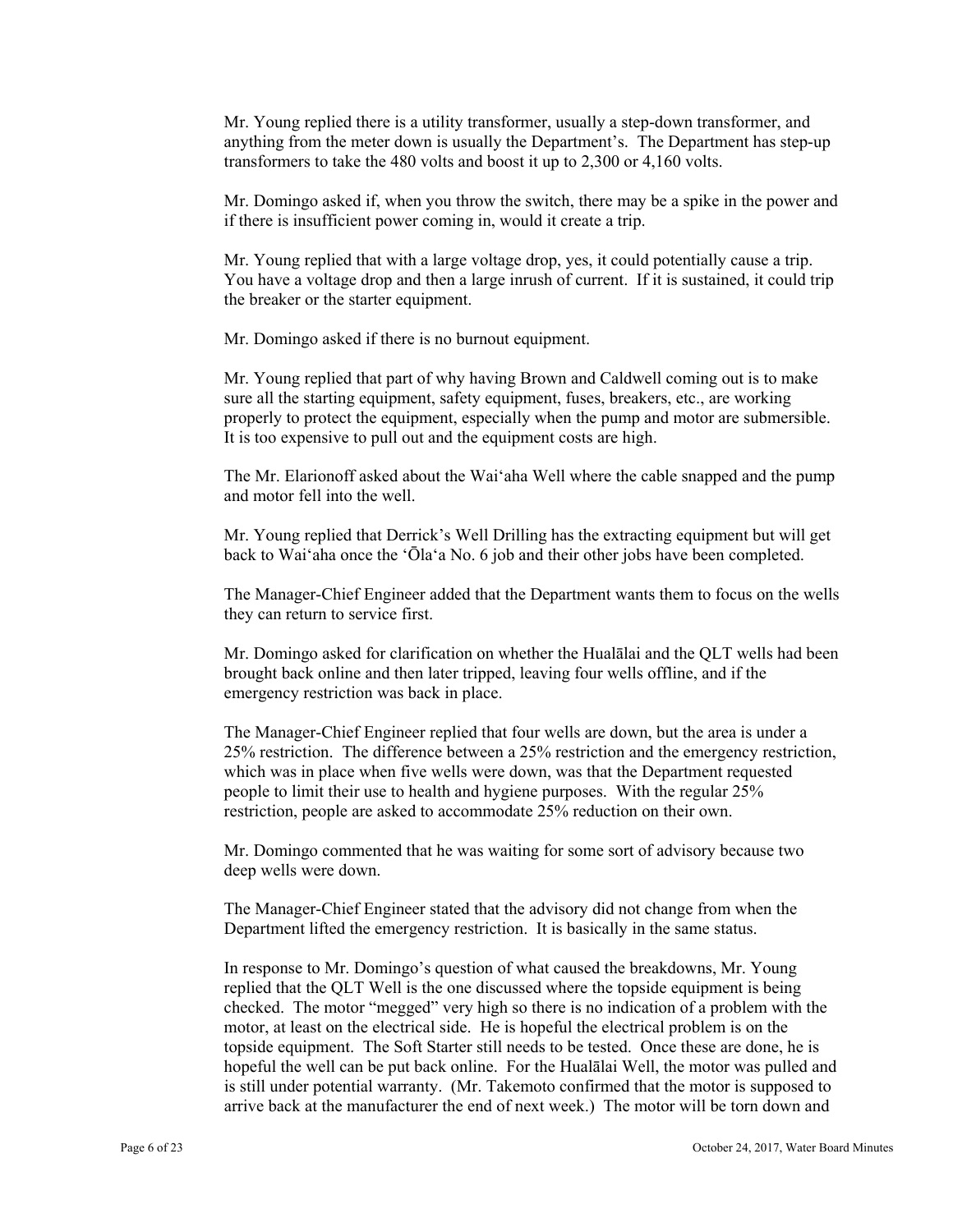Mr. Young replied there is a utility transformer, usually a step-down transformer, and anything from the meter down is usually the Department's. The Department has step-up transformers to take the 480 volts and boost it up to 2,300 or 4,160 volts.

Mr. Domingo asked if, when you throw the switch, there may be a spike in the power and if there is insufficient power coming in, would it create a trip.

Mr. Young replied that with a large voltage drop, yes, it could potentially cause a trip. You have a voltage drop and then a large inrush of current. If it is sustained, it could trip the breaker or the starter equipment.

Mr. Domingo asked if there is no burnout equipment.

Mr. Young replied that part of why having Brown and Caldwell coming out is to make sure all the starting equipment, safety equipment, fuses, breakers, etc., are working properly to protect the equipment, especially when the pump and motor are submersible. It is too expensive to pull out and the equipment costs are high.

The Mr. Elarionoff asked about the Waiʻaha Well where the cable snapped and the pump and motor fell into the well.

Mr. Young replied that Derrick's Well Drilling has the extracting equipment but will get back to Waiʻaha once the ʻŌlaʻa No. 6 job and their other jobs have been completed.

The Manager-Chief Engineer added that the Department wants them to focus on the wells they can return to service first.

Mr. Domingo asked for clarification on whether the Hualālai and the QLT wells had been brought back online and then later tripped, leaving four wells offline, and if the emergency restriction was back in place.

The Manager-Chief Engineer replied that four wells are down, but the area is under a 25% restriction. The difference between a 25% restriction and the emergency restriction, which was in place when five wells were down, was that the Department requested people to limit their use to health and hygiene purposes. With the regular 25% restriction, people are asked to accommodate 25% reduction on their own.

Mr. Domingo commented that he was waiting for some sort of advisory because two deep wells were down.

The Manager-Chief Engineer stated that the advisory did not change from when the Department lifted the emergency restriction. It is basically in the same status.

In response to Mr. Domingo's question of what caused the breakdowns, Mr. Young replied that the QLT Well is the one discussed where the topside equipment is being checked. The motor "megged" very high so there is no indication of a problem with the motor, at least on the electrical side. He is hopeful the electrical problem is on the topside equipment. The Soft Starter still needs to be tested. Once these are done, he is hopeful the well can be put back online. For the Hualālai Well, the motor was pulled and is still under potential warranty. (Mr. Takemoto confirmed that the motor is supposed to arrive back at the manufacturer the end of next week.) The motor will be torn down and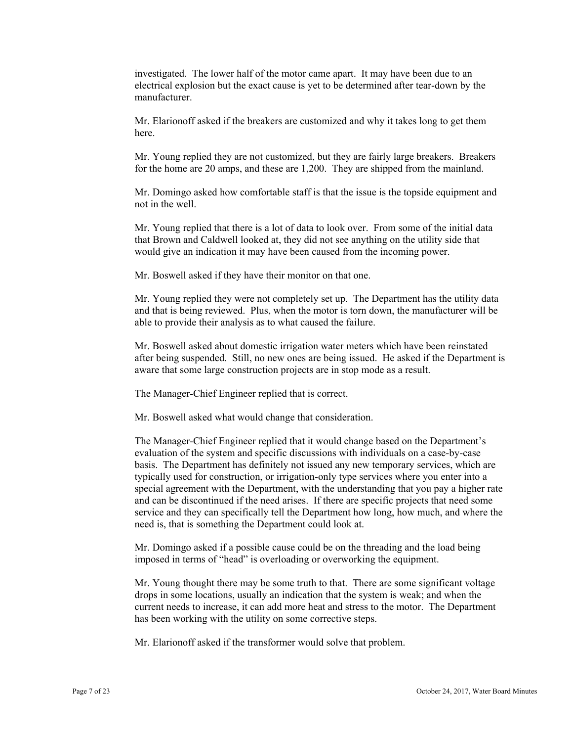investigated. The lower half of the motor came apart. It may have been due to an electrical explosion but the exact cause is yet to be determined after tear-down by the manufacturer.

Mr. Elarionoff asked if the breakers are customized and why it takes long to get them here.

Mr. Young replied they are not customized, but they are fairly large breakers. Breakers for the home are 20 amps, and these are 1,200. They are shipped from the mainland.

Mr. Domingo asked how comfortable staff is that the issue is the topside equipment and not in the well.

Mr. Young replied that there is a lot of data to look over. From some of the initial data that Brown and Caldwell looked at, they did not see anything on the utility side that would give an indication it may have been caused from the incoming power.

Mr. Boswell asked if they have their monitor on that one.

Mr. Young replied they were not completely set up. The Department has the utility data and that is being reviewed. Plus, when the motor is torn down, the manufacturer will be able to provide their analysis as to what caused the failure.

Mr. Boswell asked about domestic irrigation water meters which have been reinstated after being suspended. Still, no new ones are being issued. He asked if the Department is aware that some large construction projects are in stop mode as a result.

The Manager-Chief Engineer replied that is correct.

Mr. Boswell asked what would change that consideration.

The Manager-Chief Engineer replied that it would change based on the Department's evaluation of the system and specific discussions with individuals on a case-by-case basis. The Department has definitely not issued any new temporary services, which are typically used for construction, or irrigation-only type services where you enter into a special agreement with the Department, with the understanding that you pay a higher rate and can be discontinued if the need arises. If there are specific projects that need some service and they can specifically tell the Department how long, how much, and where the need is, that is something the Department could look at.

Mr. Domingo asked if a possible cause could be on the threading and the load being imposed in terms of "head" is overloading or overworking the equipment.

Mr. Young thought there may be some truth to that. There are some significant voltage drops in some locations, usually an indication that the system is weak; and when the current needs to increase, it can add more heat and stress to the motor. The Department has been working with the utility on some corrective steps.

Mr. Elarionoff asked if the transformer would solve that problem.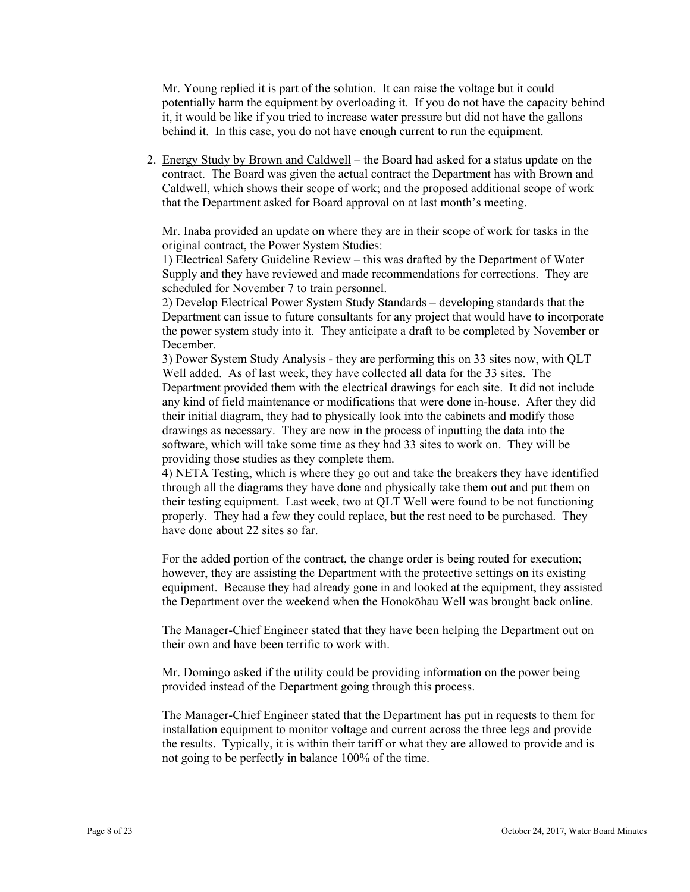Mr. Young replied it is part of the solution. It can raise the voltage but it could potentially harm the equipment by overloading it. If you do not have the capacity behind it, it would be like if you tried to increase water pressure but did not have the gallons behind it. In this case, you do not have enough current to run the equipment.

2. <u>Energy Study by Brown and Caldwell</u> – the Board had asked for a status update on the contract. The Board was given the actual contract the Department has with Brown and Caldwell, which shows their scope of work; and the proposed additional scope of work that the Department asked for Board approval on at last month's meeting.

   Mr. Inaba provided an update on where they are in their scope of work for tasks in the original contract, the Power System Studies:
   1) Electrical Safety Guideline Review – this was drafted by the Department of Water Supply and they have reviewed and made recommendations for corrections. They are scheduled for November 7 to train personnel.
   2) Develop Electrical Power System Study Standards – developing standards that the Department can issue to future consultants for any project that would have to incorporate the power system study into it. They anticipate a draft to be completed by November or December.
   3) Power System Study Analysis - they are performing this on 33 sites now, with QLT Well added. As of last week, they have collected all data for the 33 sites. The Department provided them with the electrical drawings for each site. It did not include any kind of field maintenance or modifications that were done in-house. After they did their initial diagram, they had to physically look into the cabinets and modify those drawings as necessary. They are now in the process of inputting the data into the software, which will take some time as they had 33 sites to work on. They will be providing those studies as they complete them.
   4) NETA Testing, which is where they go out and take the breakers they have identified through all the diagrams they have done and physically take them out and put them on their testing equipment. Last week, two at QLT Well were found to be not functioning properly. They had a few they could replace, but the rest need to be purchased. They have done about 22 sites so far.

   For the added portion of the contract, the change order is being routed for execution; however, they are assisting the Department with the protective settings on its existing equipment. Because they had already gone in and looked at the equipment, they assisted the Department over the weekend when the Honokōhau Well was brought back online.

   The Manager-Chief Engineer stated that they have been helping the Department out on their own and have been terrific to work with.

   Mr. Domingo asked if the utility could be providing information on the power being provided instead of the Department going through this process.

   The Manager-Chief Engineer stated that the Department has put in requests to them for installation equipment to monitor voltage and current across the three legs and provide the results. Typically, it is within their tariff or what they are allowed to provide and is not going to be perfectly in balance 100% of the time.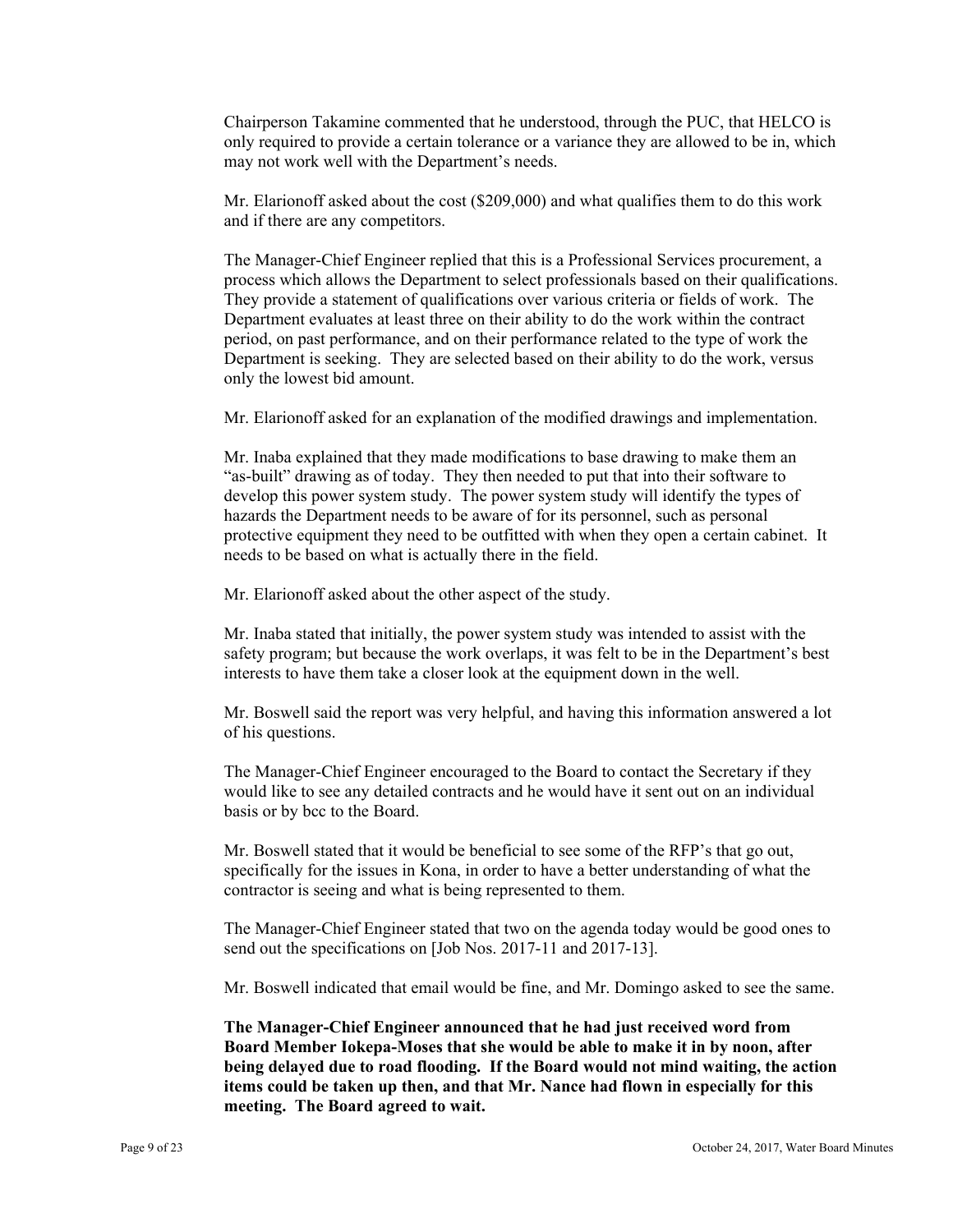Chairperson Takamine commented that he understood, through the PUC, that HELCO is only required to provide a certain tolerance or a variance they are allowed to be in, which may not work well with the Department's needs.

Mr. Elarionoff asked about the cost ($209,000) and what qualifies them to do this work and if there are any competitors.

The Manager-Chief Engineer replied that this is a Professional Services procurement, a process which allows the Department to select professionals based on their qualifications. They provide a statement of qualifications over various criteria or fields of work. The Department evaluates at least three on their ability to do the work within the contract period, on past performance, and on their performance related to the type of work the Department is seeking. They are selected based on their ability to do the work, versus only the lowest bid amount.

Mr. Elarionoff asked for an explanation of the modified drawings and implementation.

Mr. Inaba explained that they made modifications to base drawing to make them an "as-built" drawing as of today. They then needed to put that into their software to develop this power system study. The power system study will identify the types of hazards the Department needs to be aware of for its personnel, such as personal protective equipment they need to be outfitted with when they open a certain cabinet. It needs to be based on what is actually there in the field.

Mr. Elarionoff asked about the other aspect of the study.

Mr. Inaba stated that initially, the power system study was intended to assist with the safety program; but because the work overlaps, it was felt to be in the Department's best interests to have them take a closer look at the equipment down in the well.

Mr. Boswell said the report was very helpful, and having this information answered a lot of his questions.

The Manager-Chief Engineer encouraged to the Board to contact the Secretary if they would like to see any detailed contracts and he would have it sent out on an individual basis or by bcc to the Board.

Mr. Boswell stated that it would be beneficial to see some of the RFP's that go out, specifically for the issues in Kona, in order to have a better understanding of what the contractor is seeing and what is being represented to them.

The Manager-Chief Engineer stated that two on the agenda today would be good ones to send out the specifications on [Job Nos. 2017-11 and 2017-13].

Mr. Boswell indicated that email would be fine, and Mr. Domingo asked to see the same.

**The Manager-Chief Engineer announced that he had just received word from Board Member Iokepa-Moses that she would be able to make it in by noon, after being delayed due to road flooding. If the Board would not mind waiting, the action items could be taken up then, and that Mr. Nance had flown in especially for this meeting. The Board agreed to wait.**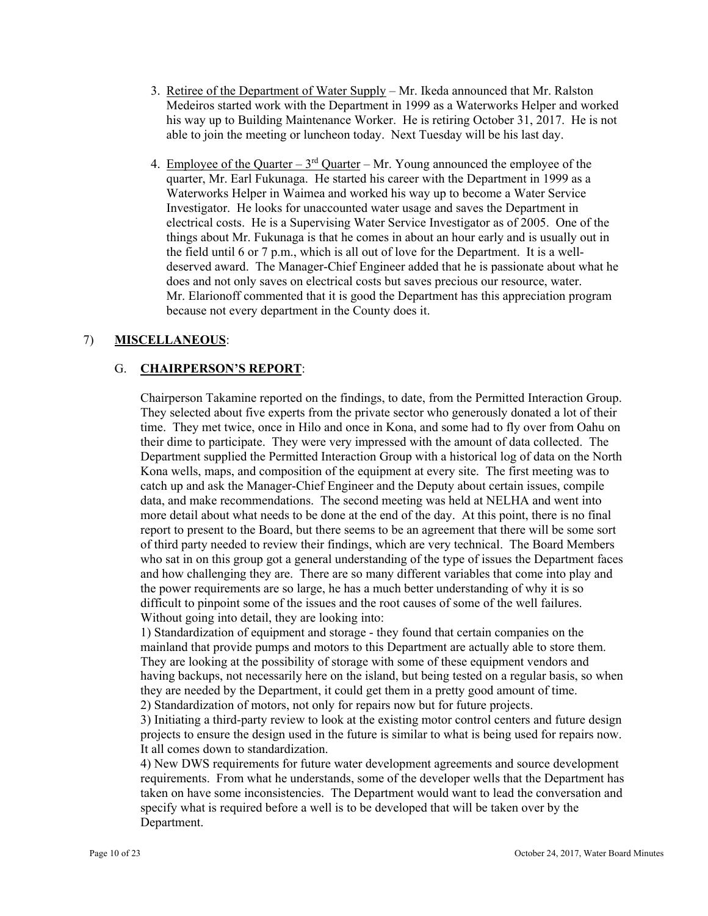3. Retiree of the Department of Water Supply – Mr. Ikeda announced that Mr. Ralston Medeiros started work with the Department in 1999 as a Waterworks Helper and worked his way up to Building Maintenance Worker. He is retiring October 31, 2017. He is not able to join the meeting or luncheon today. Next Tuesday will be his last day.

4. Employee of the Quarter – 3rd Quarter – Mr. Young announced the employee of the quarter, Mr. Earl Fukunaga. He started his career with the Department in 1999 as a Waterworks Helper in Waimea and worked his way up to become a Water Service Investigator. He looks for unaccounted water usage and saves the Department in electrical costs. He is a Supervising Water Service Investigator as of 2005. One of the things about Mr. Fukunaga is that he comes in about an hour early and is usually out in the field until 6 or 7 p.m., which is all out of love for the Department. It is a well-deserved award. The Manager-Chief Engineer added that he is passionate about what he does and not only saves on electrical costs but saves precious our resource, water. Mr. Elarionoff commented that it is good the Department has this appreciation program because not every department in the County does it.

## 7) **MISCELLANEOUS**:

### G. **CHAIRPERSON'S REPORT**:

Chairperson Takamine reported on the findings, to date, from the Permitted Interaction Group. They selected about five experts from the private sector who generously donated a lot of their time. They met twice, once in Hilo and once in Kona, and some had to fly over from Oahu on their dime to participate. They were very impressed with the amount of data collected. The Department supplied the Permitted Interaction Group with a historical log of data on the North Kona wells, maps, and composition of the equipment at every site. The first meeting was to catch up and ask the Manager-Chief Engineer and the Deputy about certain issues, compile data, and make recommendations. The second meeting was held at NELHA and went into more detail about what needs to be done at the end of the day. At this point, there is no final report to present to the Board, but there seems to be an agreement that there will be some sort of third party needed to review their findings, which are very technical. The Board Members who sat in on this group got a general understanding of the type of issues the Department faces and how challenging they are. There are so many different variables that come into play and the power requirements are so large, he has a much better understanding of why it is so difficult to pinpoint some of the issues and the root causes of some of the well failures. Without going into detail, they are looking into:

1) Standardization of equipment and storage - they found that certain companies on the mainland that provide pumps and motors to this Department are actually able to store them. They are looking at the possibility of storage with some of these equipment vendors and having backups, not necessarily here on the island, but being tested on a regular basis, so when they are needed by the Department, it could get them in a pretty good amount of time.
2) Standardization of motors, not only for repairs now but for future projects.
3) Initiating a third-party review to look at the existing motor control centers and future design projects to ensure the design used in the future is similar to what is being used for repairs now. It all comes down to standardization.
4) New DWS requirements for future water development agreements and source development requirements. From what he understands, some of the developer wells that the Department has taken on have some inconsistencies. The Department would want to lead the conversation and specify what is required before a well is to be developed that will be taken over by the Department.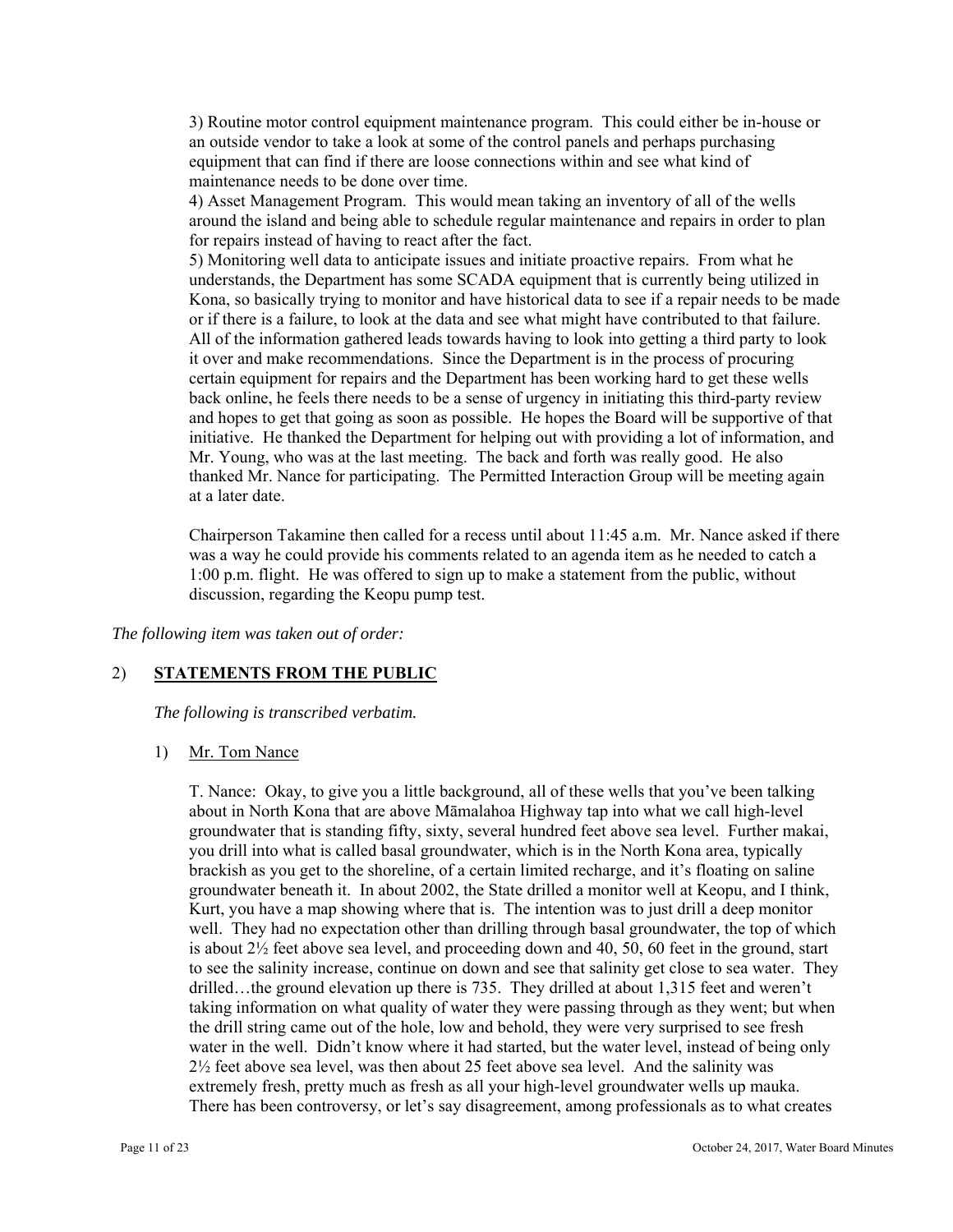3) Routine motor control equipment maintenance program. This could either be in-house or an outside vendor to take a look at some of the control panels and perhaps purchasing equipment that can find if there are loose connections within and see what kind of maintenance needs to be done over time.

4) Asset Management Program. This would mean taking an inventory of all of the wells around the island and being able to schedule regular maintenance and repairs in order to plan for repairs instead of having to react after the fact.

5) Monitoring well data to anticipate issues and initiate proactive repairs. From what he understands, the Department has some SCADA equipment that is currently being utilized in Kona, so basically trying to monitor and have historical data to see if a repair needs to be made or if there is a failure, to look at the data and see what might have contributed to that failure.

All of the information gathered leads towards having to look into getting a third party to look it over and make recommendations. Since the Department is in the process of procuring certain equipment for repairs and the Department has been working hard to get these wells back online, he feels there needs to be a sense of urgency in initiating this third-party review and hopes to get that going as soon as possible. He hopes the Board will be supportive of that initiative. He thanked the Department for helping out with providing a lot of information, and Mr. Young, who was at the last meeting. The back and forth was really good. He also thanked Mr. Nance for participating. The Permitted Interaction Group will be meeting again at a later date.

Chairperson Takamine then called for a recess until about 11:45 a.m. Mr. Nance asked if there was a way he could provide his comments related to an agenda item as he needed to catch a 1:00 p.m. flight. He was offered to sign up to make a statement from the public, without discussion, regarding the Keopu pump test.

*The following item was taken out of order:*

## 2) <u>STATEMENTS FROM THE PUBLIC</u>

*The following is transcribed verbatim.*

1) <u>Mr. Tom Nance</u>

T. Nance: Okay, to give you a little background, all of these wells that you've been talking about in North Kona that are above Māmalahoa Highway tap into what we call high-level groundwater that is standing fifty, sixty, several hundred feet above sea level. Further makai, you drill into what is called basal groundwater, which is in the North Kona area, typically brackish as you get to the shoreline, of a certain limited recharge, and it's floating on saline groundwater beneath it. In about 2002, the State drilled a monitor well at Keopu, and I think, Kurt, you have a map showing where that is. The intention was to just drill a deep monitor well. They had no expectation other than drilling through basal groundwater, the top of which is about 2½ feet above sea level, and proceeding down and 40, 50, 60 feet in the ground, start to see the salinity increase, continue on down and see that salinity get close to sea water. They drilled…the ground elevation up there is 735. They drilled at about 1,315 feet and weren't taking information on what quality of water they were passing through as they went; but when the drill string came out of the hole, low and behold, they were very surprised to see fresh water in the well. Didn't know where it had started, but the water level, instead of being only 2½ feet above sea level, was then about 25 feet above sea level. And the salinity was extremely fresh, pretty much as fresh as all your high-level groundwater wells up mauka. There has been controversy, or let's say disagreement, among professionals as to what creates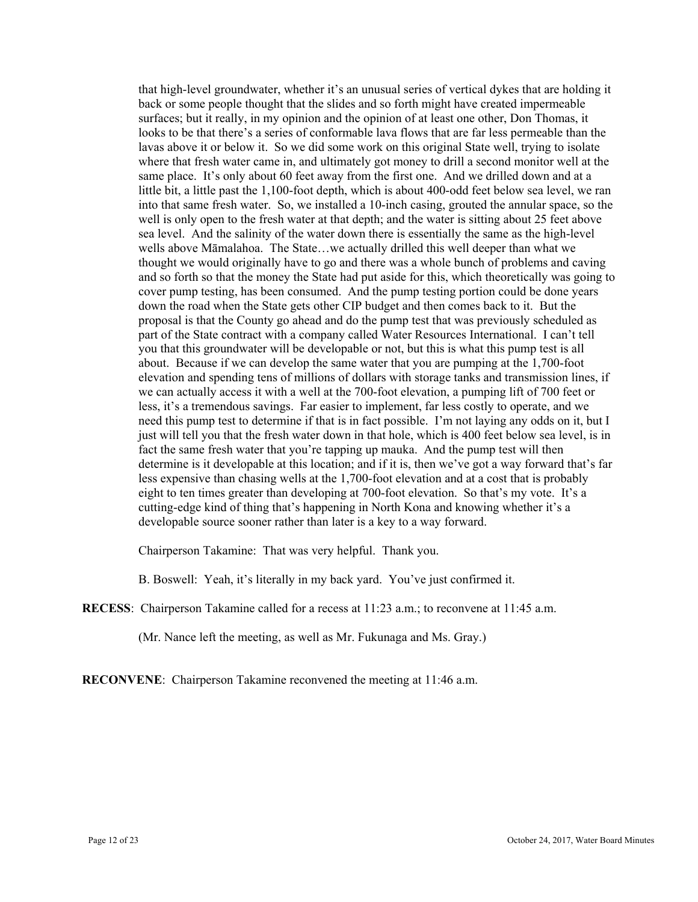that high-level groundwater, whether it's an unusual series of vertical dykes that are holding it back or some people thought that the slides and so forth might have created impermeable surfaces; but it really, in my opinion and the opinion of at least one other, Don Thomas, it looks to be that there's a series of conformable lava flows that are far less permeable than the lavas above it or below it. So we did some work on this original State well, trying to isolate where that fresh water came in, and ultimately got money to drill a second monitor well at the same place. It's only about 60 feet away from the first one. And we drilled down and at a little bit, a little past the 1,100-foot depth, which is about 400-odd feet below sea level, we ran into that same fresh water. So, we installed a 10-inch casing, grouted the annular space, so the well is only open to the fresh water at that depth; and the water is sitting about 25 feet above sea level. And the salinity of the water down there is essentially the same as the high-level wells above Māmalahoa. The State…we actually drilled this well deeper than what we thought we would originally have to go and there was a whole bunch of problems and caving and so forth so that the money the State had put aside for this, which theoretically was going to cover pump testing, has been consumed. And the pump testing portion could be done years down the road when the State gets other CIP budget and then comes back to it. But the proposal is that the County go ahead and do the pump test that was previously scheduled as part of the State contract with a company called Water Resources International. I can't tell you that this groundwater will be developable or not, but this is what this pump test is all about. Because if we can develop the same water that you are pumping at the 1,700-foot elevation and spending tens of millions of dollars with storage tanks and transmission lines, if we can actually access it with a well at the 700-foot elevation, a pumping lift of 700 feet or less, it's a tremendous savings. Far easier to implement, far less costly to operate, and we need this pump test to determine if that is in fact possible. I'm not laying any odds on it, but I just will tell you that the fresh water down in that hole, which is 400 feet below sea level, is in fact the same fresh water that you're tapping up mauka. And the pump test will then determine is it developable at this location; and if it is, then we've got a way forward that's far less expensive than chasing wells at the 1,700-foot elevation and at a cost that is probably eight to ten times greater than developing at 700-foot elevation. So that's my vote. It's a cutting-edge kind of thing that's happening in North Kona and knowing whether it's a developable source sooner rather than later is a key to a way forward.

Chairperson Takamine: That was very helpful. Thank you.

B. Boswell: Yeah, it's literally in my back yard. You've just confirmed it.

**RECESS**: Chairperson Takamine called for a recess at 11:23 a.m.; to reconvene at 11:45 a.m.

(Mr. Nance left the meeting, as well as Mr. Fukunaga and Ms. Gray.)

**RECONVENE**: Chairperson Takamine reconvened the meeting at 11:46 a.m.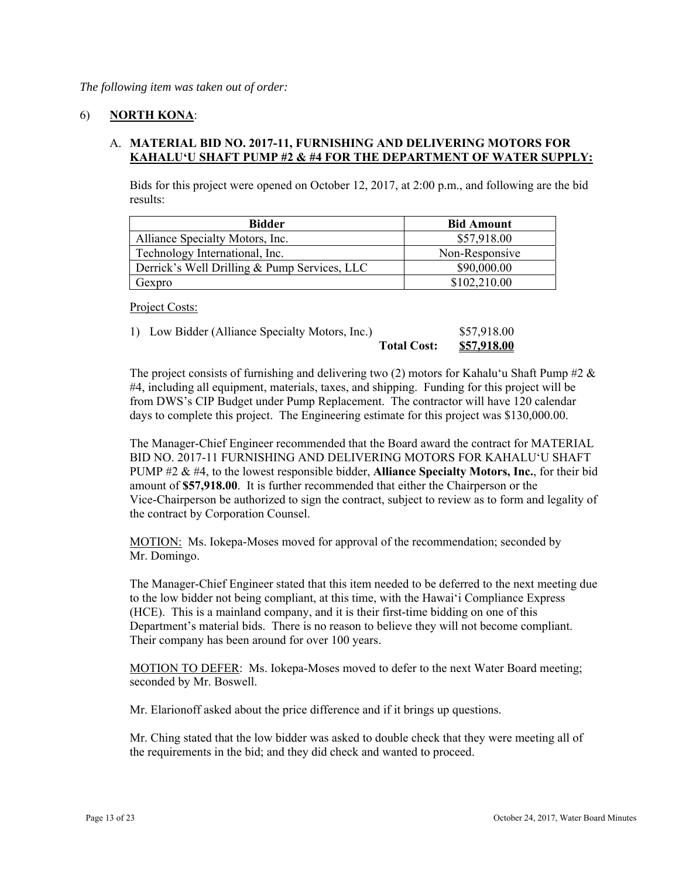*The following item was taken out of order:*

6) **NORTH KONA**:

A. **MATERIAL BID NO. 2017-11, FURNISHING AND DELIVERING MOTORS FOR KAHALU'U SHAFT PUMP #2 & #4 FOR THE DEPARTMENT OF WATER SUPPLY:**

Bids for this project were opened on October 12, 2017, at 2:00 p.m., and following are the bid results:

| Bidder | Bid Amount |
|---|---|
| Alliance Specialty Motors, Inc. | $57,918.00 |
| Technology International, Inc. | Non-Responsive |
| Derrick's Well Drilling & Pump Services, LLC | $90,000.00 |
| Gexpro | $102,210.00 |

Project Costs:

1) Low Bidder (Alliance Specialty Motors, Inc.) $57,918.00

**Total Cost: $57,918.00**

The project consists of furnishing and delivering two (2) motors for Kahalu'u Shaft Pump #2 & #4, including all equipment, materials, taxes, and shipping. Funding for this project will be from DWS's CIP Budget under Pump Replacement. The contractor will have 120 calendar days to complete this project. The Engineering estimate for this project was $130,000.00.

The Manager-Chief Engineer recommended that the Board award the contract for MATERIAL BID NO. 2017-11 FURNISHING AND DELIVERING MOTORS FOR KAHALU'U SHAFT PUMP #2 & #4, to the lowest responsible bidder, **Alliance Specialty Motors, Inc.**, for their bid amount of **$57,918.00**. It is further recommended that either the Chairperson or the Vice-Chairperson be authorized to sign the contract, subject to review as to form and legality of the contract by Corporation Counsel.

MOTION: Ms. Iokepa-Moses moved for approval of the recommendation; seconded by Mr. Domingo.

The Manager-Chief Engineer stated that this item needed to be deferred to the next meeting due to the low bidder not being compliant, at this time, with the Hawai'i Compliance Express (HCE). This is a mainland company, and it is their first-time bidding on one of this Department's material bids. There is no reason to believe they will not become compliant. Their company has been around for over 100 years.

MOTION TO DEFER: Ms. Iokepa-Moses moved to defer to the next Water Board meeting; seconded by Mr. Boswell.

Mr. Elarionoff asked about the price difference and if it brings up questions.

Mr. Ching stated that the low bidder was asked to double check that they were meeting all of the requirements in the bid; and they did check and wanted to proceed.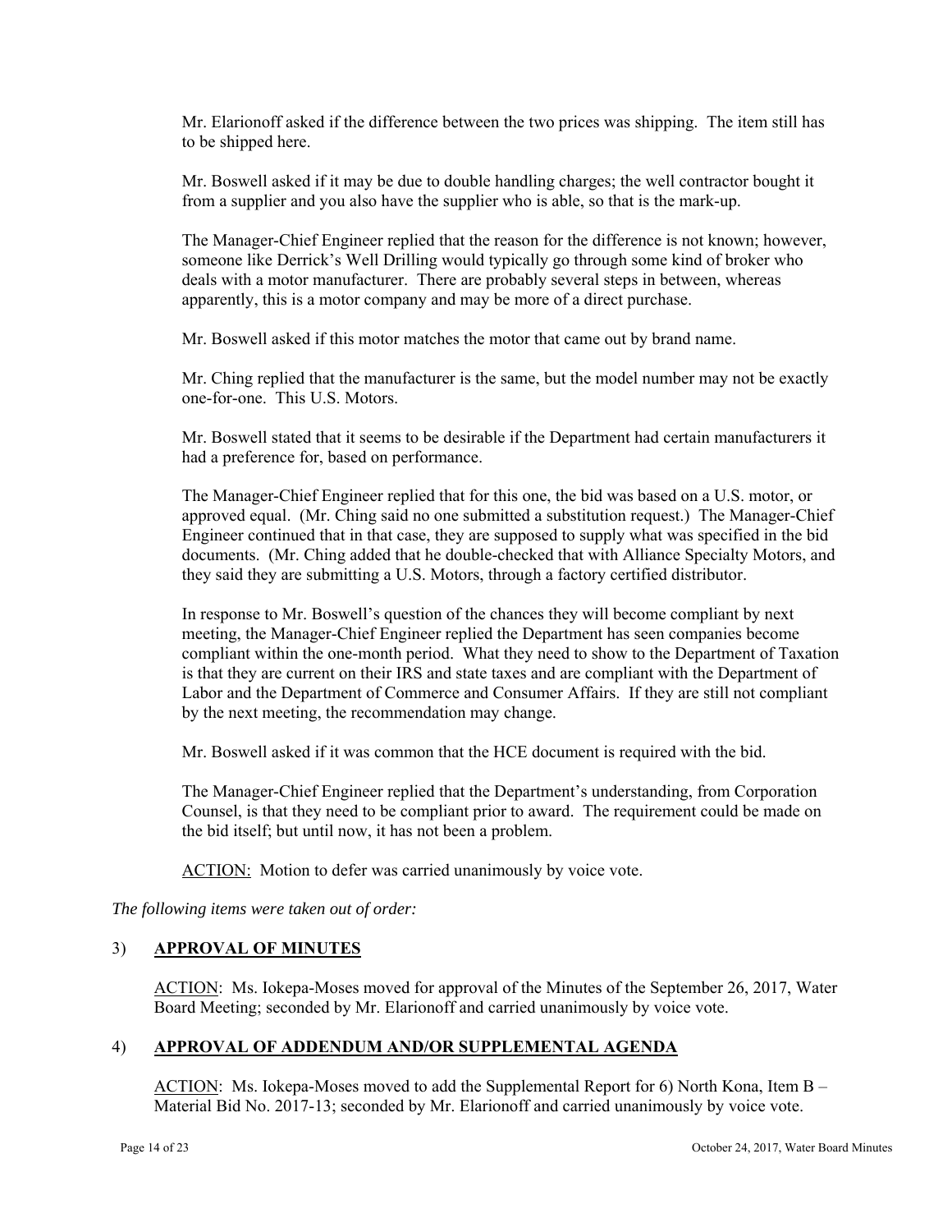Mr. Elarionoff asked if the difference between the two prices was shipping. The item still has to be shipped here.

Mr. Boswell asked if it may be due to double handling charges; the well contractor bought it from a supplier and you also have the supplier who is able, so that is the mark-up.

The Manager-Chief Engineer replied that the reason for the difference is not known; however, someone like Derrick's Well Drilling would typically go through some kind of broker who deals with a motor manufacturer. There are probably several steps in between, whereas apparently, this is a motor company and may be more of a direct purchase.

Mr. Boswell asked if this motor matches the motor that came out by brand name.

Mr. Ching replied that the manufacturer is the same, but the model number may not be exactly one-for-one. This U.S. Motors.

Mr. Boswell stated that it seems to be desirable if the Department had certain manufacturers it had a preference for, based on performance.

The Manager-Chief Engineer replied that for this one, the bid was based on a U.S. motor, or approved equal. (Mr. Ching said no one submitted a substitution request.) The Manager-Chief Engineer continued that in that case, they are supposed to supply what was specified in the bid documents. (Mr. Ching added that he double-checked that with Alliance Specialty Motors, and they said they are submitting a U.S. Motors, through a factory certified distributor.

In response to Mr. Boswell's question of the chances they will become compliant by next meeting, the Manager-Chief Engineer replied the Department has seen companies become compliant within the one-month period. What they need to show to the Department of Taxation is that they are current on their IRS and state taxes and are compliant with the Department of Labor and the Department of Commerce and Consumer Affairs. If they are still not compliant by the next meeting, the recommendation may change.

Mr. Boswell asked if it was common that the HCE document is required with the bid.

The Manager-Chief Engineer replied that the Department's understanding, from Corporation Counsel, is that they need to be compliant prior to award. The requirement could be made on the bid itself; but until now, it has not been a problem.

<u>ACTION:</u> Motion to defer was carried unanimously by voice vote.

*The following items were taken out of order:*

## 3) APPROVAL OF MINUTES

<u>ACTION</u>: Ms. Iokepa-Moses moved for approval of the Minutes of the September 26, 2017, Water Board Meeting; seconded by Mr. Elarionoff and carried unanimously by voice vote.

## 4) APPROVAL OF ADDENDUM AND/OR SUPPLEMENTAL AGENDA

<u>ACTION</u>: Ms. Iokepa-Moses moved to add the Supplemental Report for 6) North Kona, Item B – Material Bid No. 2017-13; seconded by Mr. Elarionoff and carried unanimously by voice vote.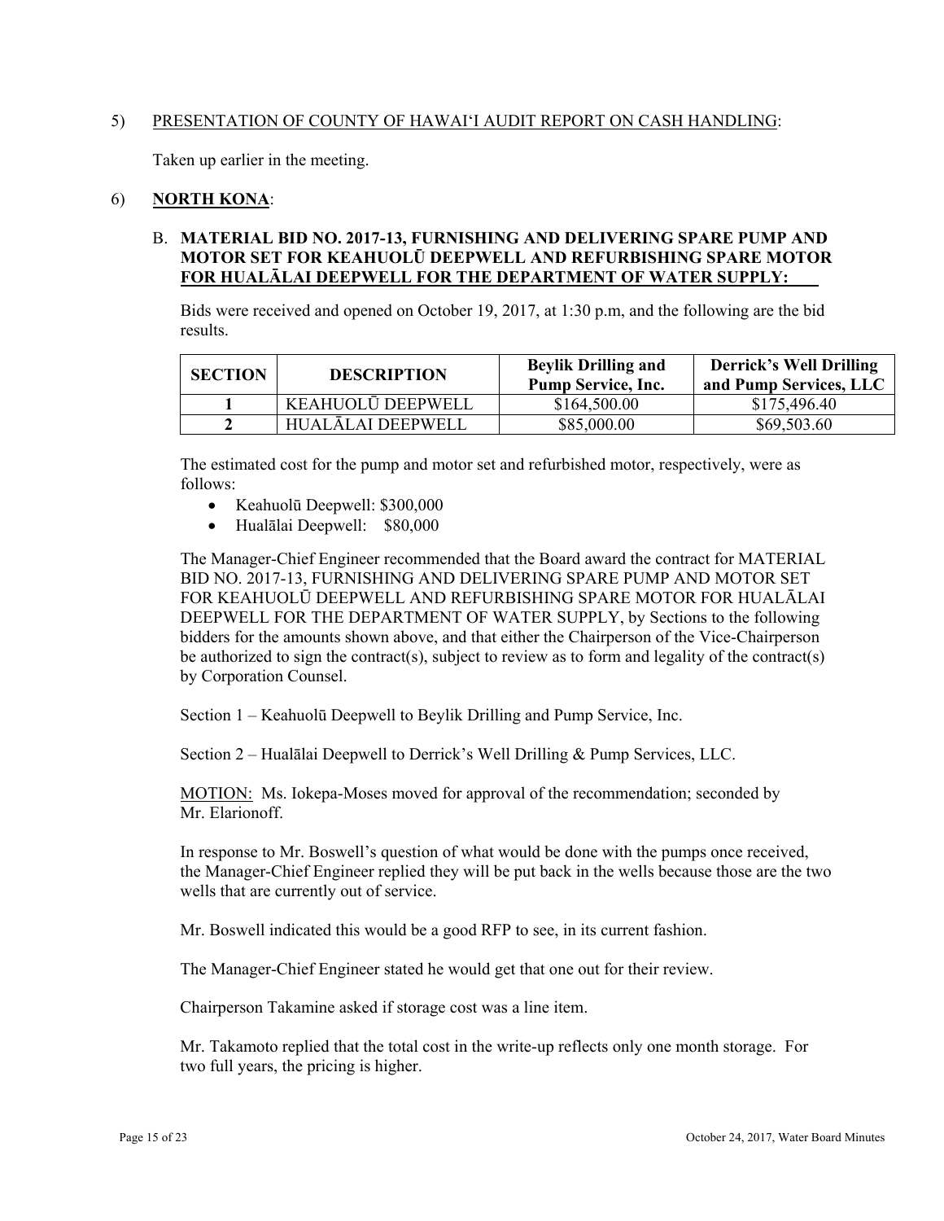5) PRESENTATION OF COUNTY OF HAWAIʻI AUDIT REPORT ON CASH HANDLING:

Taken up earlier in the meeting.

6) **NORTH KONA**:

B. **MATERIAL BID NO. 2017-13, FURNISHING AND DELIVERING SPARE PUMP AND MOTOR SET FOR KEAHUOLŪ DEEPWELL AND REFURBISHING SPARE MOTOR FOR HUALĀLAI DEEPWELL FOR THE DEPARTMENT OF WATER SUPPLY:**

Bids were received and opened on October 19, 2017, at 1:30 p.m, and the following are the bid results.

| SECTION | DESCRIPTION | Beylik Drilling and Pump Service, Inc. | Derrick's Well Drilling and Pump Services, LLC |
|---|---|---|---|
| 1 | KEAHUOLŪ DEEPWELL | $164,500.00 | $175,496.40 |
| 2 | HUALĀLAI DEEPWELL | $85,000.00 | $69,503.60 |

The estimated cost for the pump and motor set and refurbished motor, respectively, were as follows:

- Keahuolū Deepwell: $300,000
- Hualālai Deepwell: $80,000

The Manager-Chief Engineer recommended that the Board award the contract for MATERIAL BID NO. 2017-13, FURNISHING AND DELIVERING SPARE PUMP AND MOTOR SET FOR KEAHUOLŪ DEEPWELL AND REFURBISHING SPARE MOTOR FOR HUALĀLAI DEEPWELL FOR THE DEPARTMENT OF WATER SUPPLY, by Sections to the following bidders for the amounts shown above, and that either the Chairperson of the Vice-Chairperson be authorized to sign the contract(s), subject to review as to form and legality of the contract(s) by Corporation Counsel.

Section 1 – Keahuolū Deepwell to Beylik Drilling and Pump Service, Inc.

Section 2 – Hualālai Deepwell to Derrick's Well Drilling & Pump Services, LLC.

MOTION: Ms. Iokepa-Moses moved for approval of the recommendation; seconded by Mr. Elarionoff.

In response to Mr. Boswell's question of what would be done with the pumps once received, the Manager-Chief Engineer replied they will be put back in the wells because those are the two wells that are currently out of service.

Mr. Boswell indicated this would be a good RFP to see, in its current fashion.

The Manager-Chief Engineer stated he would get that one out for their review.

Chairperson Takamine asked if storage cost was a line item.

Mr. Takamoto replied that the total cost in the write-up reflects only one month storage. For two full years, the pricing is higher.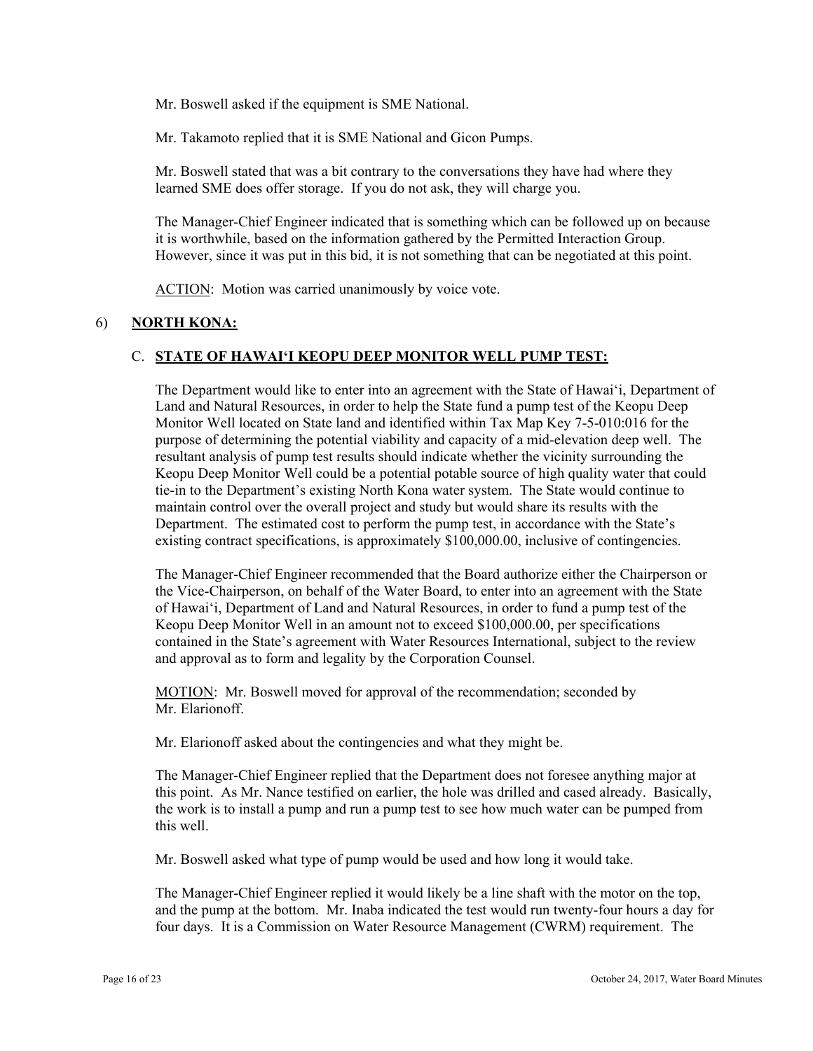Mr. Boswell asked if the equipment is SME National.

Mr. Takamoto replied that it is SME National and Gicon Pumps.

Mr. Boswell stated that was a bit contrary to the conversations they have had where they learned SME does offer storage. If you do not ask, they will charge you.

The Manager-Chief Engineer indicated that is something which can be followed up on because it is worthwhile, based on the information gathered by the Permitted Interaction Group. However, since it was put in this bid, it is not something that can be negotiated at this point.

ACTION: Motion was carried unanimously by voice vote.

## 6) **NORTH KONA:**

### C. **STATE OF HAWAIʻI KEOPU DEEP MONITOR WELL PUMP TEST:**

The Department would like to enter into an agreement with the State of Hawaiʻi, Department of Land and Natural Resources, in order to help the State fund a pump test of the Keopu Deep Monitor Well located on State land and identified within Tax Map Key 7-5-010:016 for the purpose of determining the potential viability and capacity of a mid-elevation deep well. The resultant analysis of pump test results should indicate whether the vicinity surrounding the Keopu Deep Monitor Well could be a potential potable source of high quality water that could tie-in to the Department's existing North Kona water system. The State would continue to maintain control over the overall project and study but would share its results with the Department. The estimated cost to perform the pump test, in accordance with the State's existing contract specifications, is approximately $100,000.00, inclusive of contingencies.

The Manager-Chief Engineer recommended that the Board authorize either the Chairperson or the Vice-Chairperson, on behalf of the Water Board, to enter into an agreement with the State of Hawaiʻi, Department of Land and Natural Resources, in order to fund a pump test of the Keopu Deep Monitor Well in an amount not to exceed $100,000.00, per specifications contained in the State's agreement with Water Resources International, subject to the review and approval as to form and legality by the Corporation Counsel.

MOTION: Mr. Boswell moved for approval of the recommendation; seconded by Mr. Elarionoff.

Mr. Elarionoff asked about the contingencies and what they might be.

The Manager-Chief Engineer replied that the Department does not foresee anything major at this point. As Mr. Nance testified on earlier, the hole was drilled and cased already. Basically, the work is to install a pump and run a pump test to see how much water can be pumped from this well.

Mr. Boswell asked what type of pump would be used and how long it would take.

The Manager-Chief Engineer replied it would likely be a line shaft with the motor on the top, and the pump at the bottom. Mr. Inaba indicated the test would run twenty-four hours a day for four days. It is a Commission on Water Resource Management (CWRM) requirement. The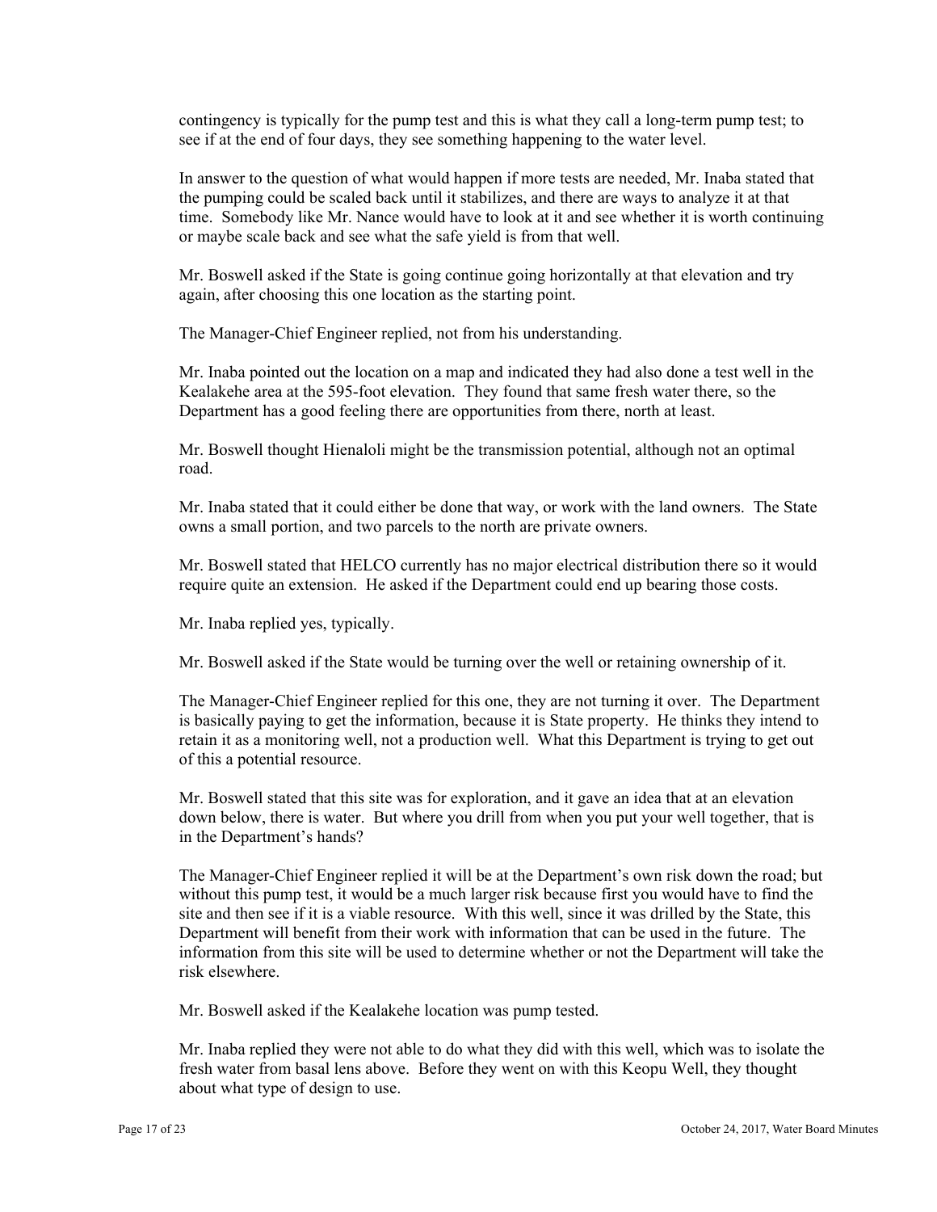contingency is typically for the pump test and this is what they call a long-term pump test; to see if at the end of four days, they see something happening to the water level.

In answer to the question of what would happen if more tests are needed, Mr. Inaba stated that the pumping could be scaled back until it stabilizes, and there are ways to analyze it at that time. Somebody like Mr. Nance would have to look at it and see whether it is worth continuing or maybe scale back and see what the safe yield is from that well.

Mr. Boswell asked if the State is going continue going horizontally at that elevation and try again, after choosing this one location as the starting point.

The Manager-Chief Engineer replied, not from his understanding.

Mr. Inaba pointed out the location on a map and indicated they had also done a test well in the Kealakehe area at the 595-foot elevation. They found that same fresh water there, so the Department has a good feeling there are opportunities from there, north at least.

Mr. Boswell thought Hienaloli might be the transmission potential, although not an optimal road.

Mr. Inaba stated that it could either be done that way, or work with the land owners. The State owns a small portion, and two parcels to the north are private owners.

Mr. Boswell stated that HELCO currently has no major electrical distribution there so it would require quite an extension. He asked if the Department could end up bearing those costs.

Mr. Inaba replied yes, typically.

Mr. Boswell asked if the State would be turning over the well or retaining ownership of it.

The Manager-Chief Engineer replied for this one, they are not turning it over. The Department is basically paying to get the information, because it is State property. He thinks they intend to retain it as a monitoring well, not a production well. What this Department is trying to get out of this a potential resource.

Mr. Boswell stated that this site was for exploration, and it gave an idea that at an elevation down below, there is water. But where you drill from when you put your well together, that is in the Department's hands?

The Manager-Chief Engineer replied it will be at the Department's own risk down the road; but without this pump test, it would be a much larger risk because first you would have to find the site and then see if it is a viable resource. With this well, since it was drilled by the State, this Department will benefit from their work with information that can be used in the future. The information from this site will be used to determine whether or not the Department will take the risk elsewhere.

Mr. Boswell asked if the Kealakehe location was pump tested.

Mr. Inaba replied they were not able to do what they did with this well, which was to isolate the fresh water from basal lens above. Before they went on with this Keopu Well, they thought about what type of design to use.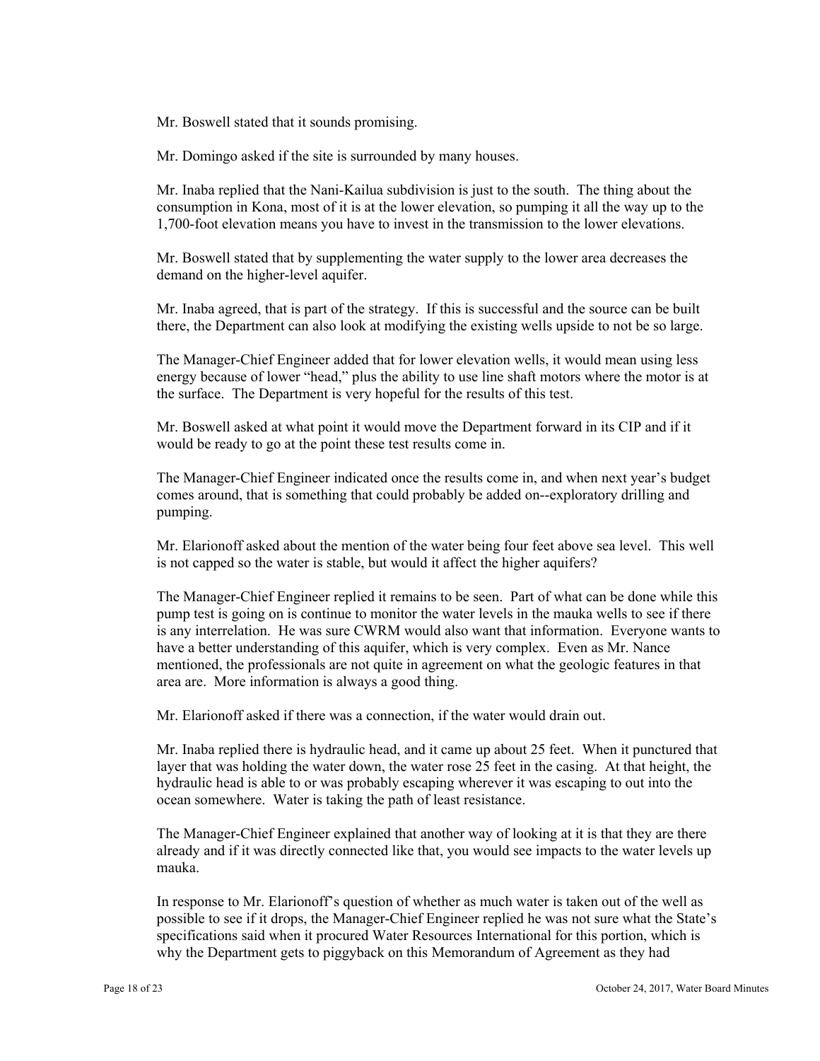Mr. Boswell stated that it sounds promising.

Mr. Domingo asked if the site is surrounded by many houses.

Mr. Inaba replied that the Nani-Kailua subdivision is just to the south. The thing about the consumption in Kona, most of it is at the lower elevation, so pumping it all the way up to the 1,700-foot elevation means you have to invest in the transmission to the lower elevations.

Mr. Boswell stated that by supplementing the water supply to the lower area decreases the demand on the higher-level aquifer.

Mr. Inaba agreed, that is part of the strategy. If this is successful and the source can be built there, the Department can also look at modifying the existing wells upside to not be so large.

The Manager-Chief Engineer added that for lower elevation wells, it would mean using less energy because of lower "head," plus the ability to use line shaft motors where the motor is at the surface. The Department is very hopeful for the results of this test.

Mr. Boswell asked at what point it would move the Department forward in its CIP and if it would be ready to go at the point these test results come in.

The Manager-Chief Engineer indicated once the results come in, and when next year's budget comes around, that is something that could probably be added on--exploratory drilling and pumping.

Mr. Elarionoff asked about the mention of the water being four feet above sea level. This well is not capped so the water is stable, but would it affect the higher aquifers?

The Manager-Chief Engineer replied it remains to be seen. Part of what can be done while this pump test is going on is continue to monitor the water levels in the mauka wells to see if there is any interrelation. He was sure CWRM would also want that information. Everyone wants to have a better understanding of this aquifer, which is very complex. Even as Mr. Nance mentioned, the professionals are not quite in agreement on what the geologic features in that area are. More information is always a good thing.

Mr. Elarionoff asked if there was a connection, if the water would drain out.

Mr. Inaba replied there is hydraulic head, and it came up about 25 feet. When it punctured that layer that was holding the water down, the water rose 25 feet in the casing. At that height, the hydraulic head is able to or was probably escaping wherever it was escaping to out into the ocean somewhere. Water is taking the path of least resistance.

The Manager-Chief Engineer explained that another way of looking at it is that they are there already and if it was directly connected like that, you would see impacts to the water levels up mauka.

In response to Mr. Elarionoff's question of whether as much water is taken out of the well as possible to see if it drops, the Manager-Chief Engineer replied he was not sure what the State's specifications said when it procured Water Resources International for this portion, which is why the Department gets to piggyback on this Memorandum of Agreement as they had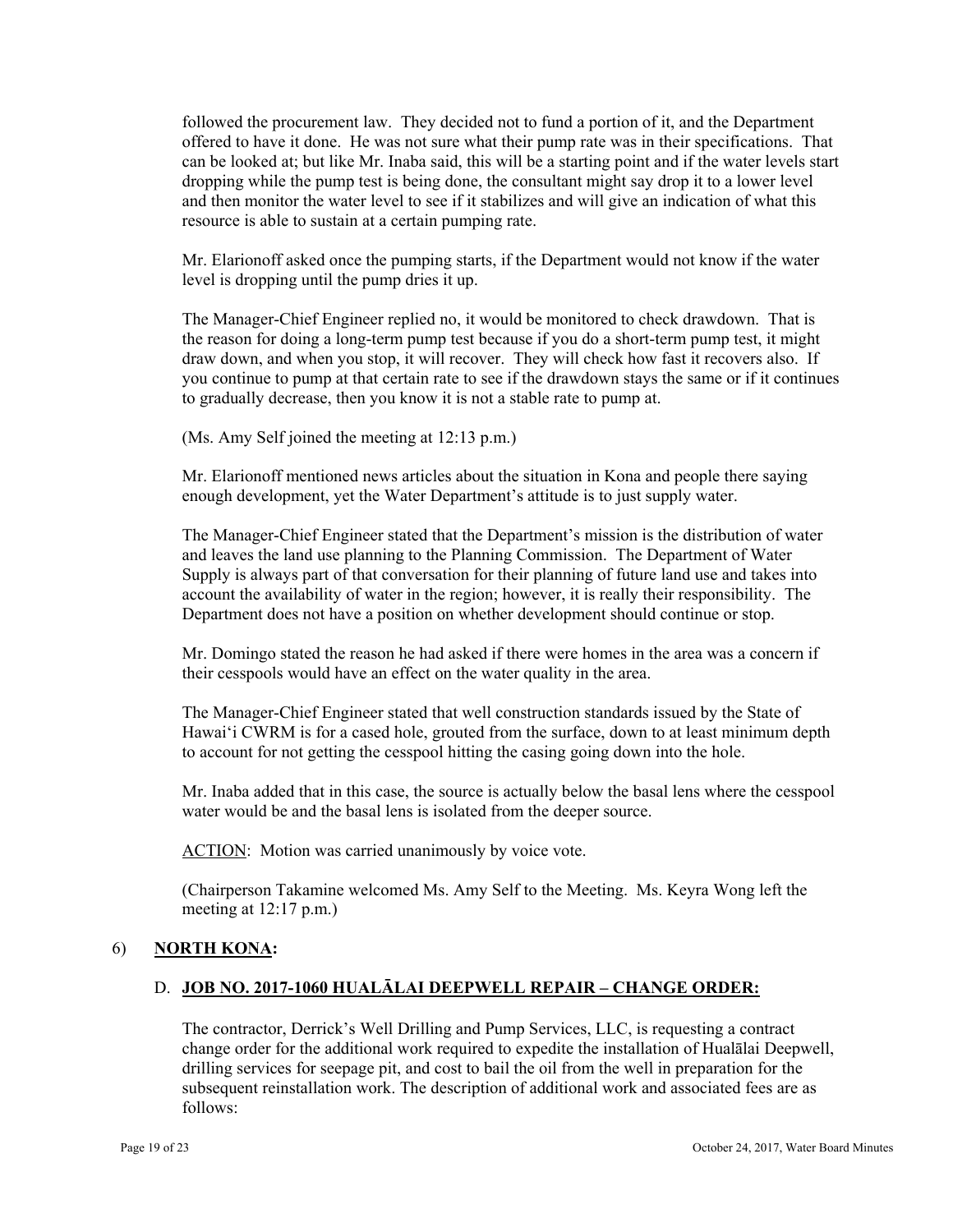followed the procurement law. They decided not to fund a portion of it, and the Department offered to have it done. He was not sure what their pump rate was in their specifications. That can be looked at; but like Mr. Inaba said, this will be a starting point and if the water levels start dropping while the pump test is being done, the consultant might say drop it to a lower level and then monitor the water level to see if it stabilizes and will give an indication of what this resource is able to sustain at a certain pumping rate.

Mr. Elarionoff asked once the pumping starts, if the Department would not know if the water level is dropping until the pump dries it up.

The Manager-Chief Engineer replied no, it would be monitored to check drawdown. That is the reason for doing a long-term pump test because if you do a short-term pump test, it might draw down, and when you stop, it will recover. They will check how fast it recovers also. If you continue to pump at that certain rate to see if the drawdown stays the same or if it continues to gradually decrease, then you know it is not a stable rate to pump at.

(Ms. Amy Self joined the meeting at 12:13 p.m.)

Mr. Elarionoff mentioned news articles about the situation in Kona and people there saying enough development, yet the Water Department's attitude is to just supply water.

The Manager-Chief Engineer stated that the Department's mission is the distribution of water and leaves the land use planning to the Planning Commission. The Department of Water Supply is always part of that conversation for their planning of future land use and takes into account the availability of water in the region; however, it is really their responsibility. The Department does not have a position on whether development should continue or stop.

Mr. Domingo stated the reason he had asked if there were homes in the area was a concern if their cesspools would have an effect on the water quality in the area.

The Manager-Chief Engineer stated that well construction standards issued by the State of Hawai'i CWRM is for a cased hole, grouted from the surface, down to at least minimum depth to account for not getting the cesspool hitting the casing going down into the hole.

Mr. Inaba added that in this case, the source is actually below the basal lens where the cesspool water would be and the basal lens is isolated from the deeper source.

<u>ACTION</u>: Motion was carried unanimously by voice vote.

(Chairperson Takamine welcomed Ms. Amy Self to the Meeting. Ms. Keyra Wong left the meeting at 12:17 p.m.)

## 6) NORTH KONA:

### D. JOB NO. 2017-1060 HUALĀLAI DEEPWELL REPAIR – CHANGE ORDER:

The contractor, Derrick's Well Drilling and Pump Services, LLC, is requesting a contract change order for the additional work required to expedite the installation of Hualālai Deepwell, drilling services for seepage pit, and cost to bail the oil from the well in preparation for the subsequent reinstallation work. The description of additional work and associated fees are as follows: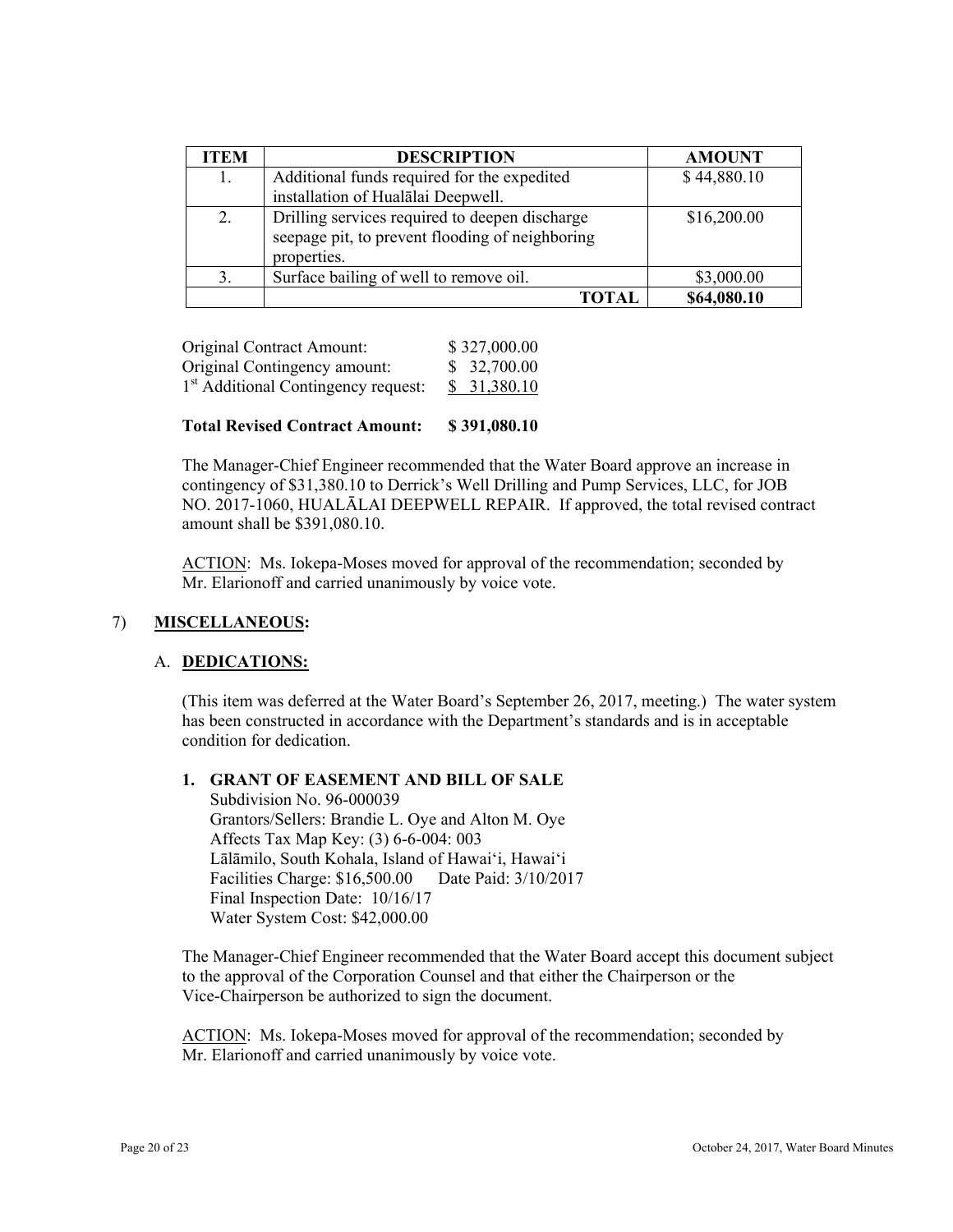| ITEM | DESCRIPTION | AMOUNT |
|---|---|---|
| 1. | Additional funds required for the expedited installation of Hualālai Deepwell. | $ 44,880.10 |
| 2. | Drilling services required to deepen discharge seepage pit, to prevent flooding of neighboring properties. | $16,200.00 |
| 3. | Surface bailing of well to remove oil. | $3,000.00 |
| | **TOTAL** | **$64,080.10** |

Original Contract Amount: $ 327,000.00
Original Contingency amount: $ 32,700.00
1st Additional Contingency request: $ 31,380.10

**Total Revised Contract Amount: $ 391,080.10**

The Manager-Chief Engineer recommended that the Water Board approve an increase in contingency of $31,380.10 to Derrick's Well Drilling and Pump Services, LLC, for JOB NO. 2017-1060, HUALĀLAI DEEPWELL REPAIR. If approved, the total revised contract amount shall be $391,080.10.

ACTION: Ms. Iokepa-Moses moved for approval of the recommendation; seconded by Mr. Elarionoff and carried unanimously by voice vote.

7) **MISCELLANEOUS:**

A. **DEDICATIONS:**

(This item was deferred at the Water Board's September 26, 2017, meeting.) The water system has been constructed in accordance with the Department's standards and is in acceptable condition for dedication.

**1. GRANT OF EASEMENT AND BILL OF SALE**
Subdivision No. 96-000039
Grantors/Sellers: Brandie L. Oye and Alton M. Oye
Affects Tax Map Key: (3) 6-6-004: 003
Lālāmilo, South Kohala, Island of Hawai'i, Hawai'i
Facilities Charge: $16,500.00 Date Paid: 3/10/2017
Final Inspection Date: 10/16/17
Water System Cost: $42,000.00

The Manager-Chief Engineer recommended that the Water Board accept this document subject to the approval of the Corporation Counsel and that either the Chairperson or the Vice-Chairperson be authorized to sign the document.

ACTION: Ms. Iokepa-Moses moved for approval of the recommendation; seconded by Mr. Elarionoff and carried unanimously by voice vote.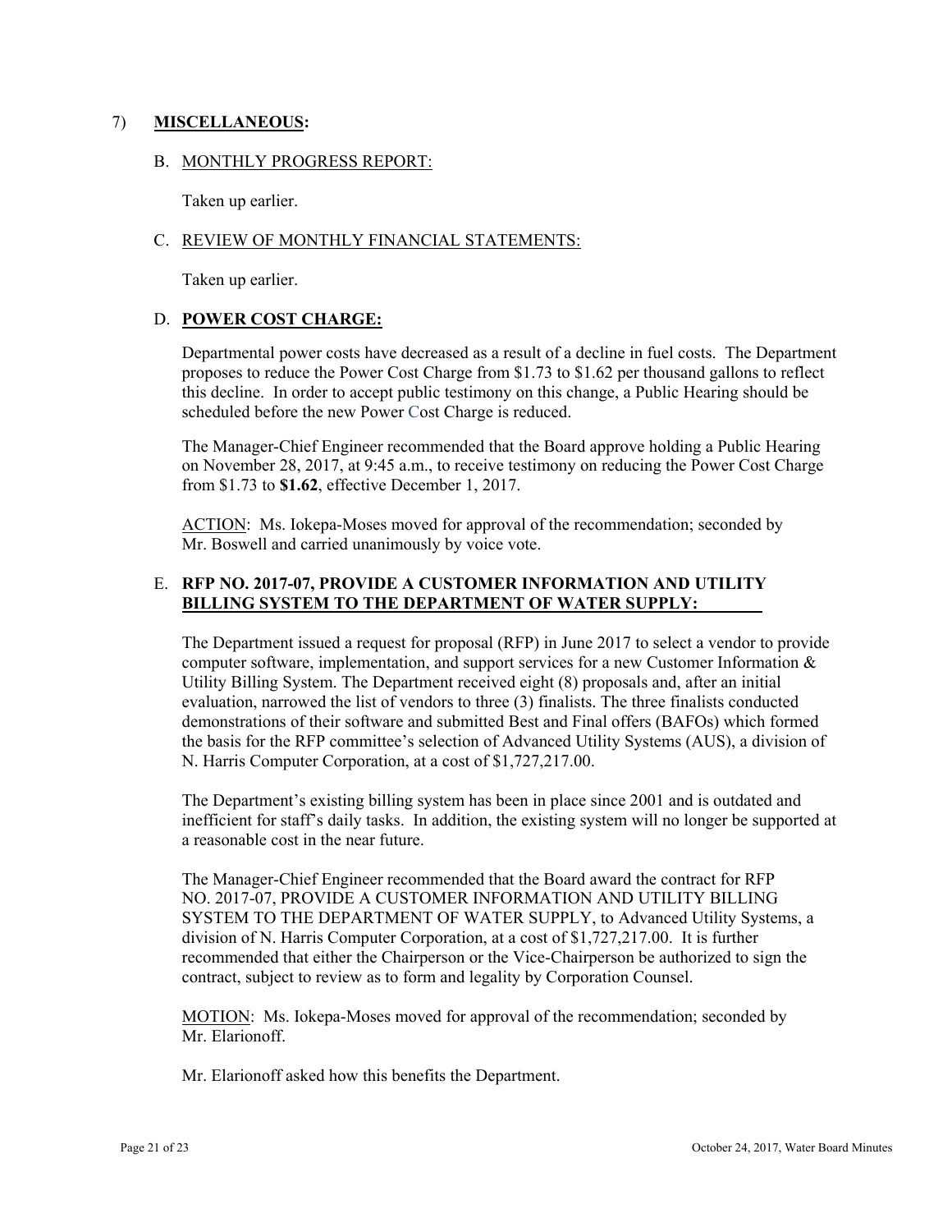7) **MISCELLANEOUS:**

B. MONTHLY PROGRESS REPORT:

Taken up earlier.

C. REVIEW OF MONTHLY FINANCIAL STATEMENTS:

Taken up earlier.

D. **POWER COST CHARGE:**

Departmental power costs have decreased as a result of a decline in fuel costs. The Department proposes to reduce the Power Cost Charge from $1.73 to $1.62 per thousand gallons to reflect this decline. In order to accept public testimony on this change, a Public Hearing should be scheduled before the new Power Cost Charge is reduced.

The Manager-Chief Engineer recommended that the Board approve holding a Public Hearing on November 28, 2017, at 9:45 a.m., to receive testimony on reducing the Power Cost Charge from $1.73 to **$1.62**, effective December 1, 2017.

ACTION: Ms. Iokepa-Moses moved for approval of the recommendation; seconded by Mr. Boswell and carried unanimously by voice vote.

E. **RFP NO. 2017-07, PROVIDE A CUSTOMER INFORMATION AND UTILITY BILLING SYSTEM TO THE DEPARTMENT OF WATER SUPPLY:**

The Department issued a request for proposal (RFP) in June 2017 to select a vendor to provide computer software, implementation, and support services for a new Customer Information & Utility Billing System. The Department received eight (8) proposals and, after an initial evaluation, narrowed the list of vendors to three (3) finalists. The three finalists conducted demonstrations of their software and submitted Best and Final offers (BAFOs) which formed the basis for the RFP committee's selection of Advanced Utility Systems (AUS), a division of N. Harris Computer Corporation, at a cost of $1,727,217.00.

The Department's existing billing system has been in place since 2001 and is outdated and inefficient for staff's daily tasks. In addition, the existing system will no longer be supported at a reasonable cost in the near future.

The Manager-Chief Engineer recommended that the Board award the contract for RFP NO. 2017-07, PROVIDE A CUSTOMER INFORMATION AND UTILITY BILLING SYSTEM TO THE DEPARTMENT OF WATER SUPPLY, to Advanced Utility Systems, a division of N. Harris Computer Corporation, at a cost of $1,727,217.00. It is further recommended that either the Chairperson or the Vice-Chairperson be authorized to sign the contract, subject to review as to form and legality by Corporation Counsel.

MOTION: Ms. Iokepa-Moses moved for approval of the recommendation; seconded by Mr. Elarionoff.

Mr. Elarionoff asked how this benefits the Department.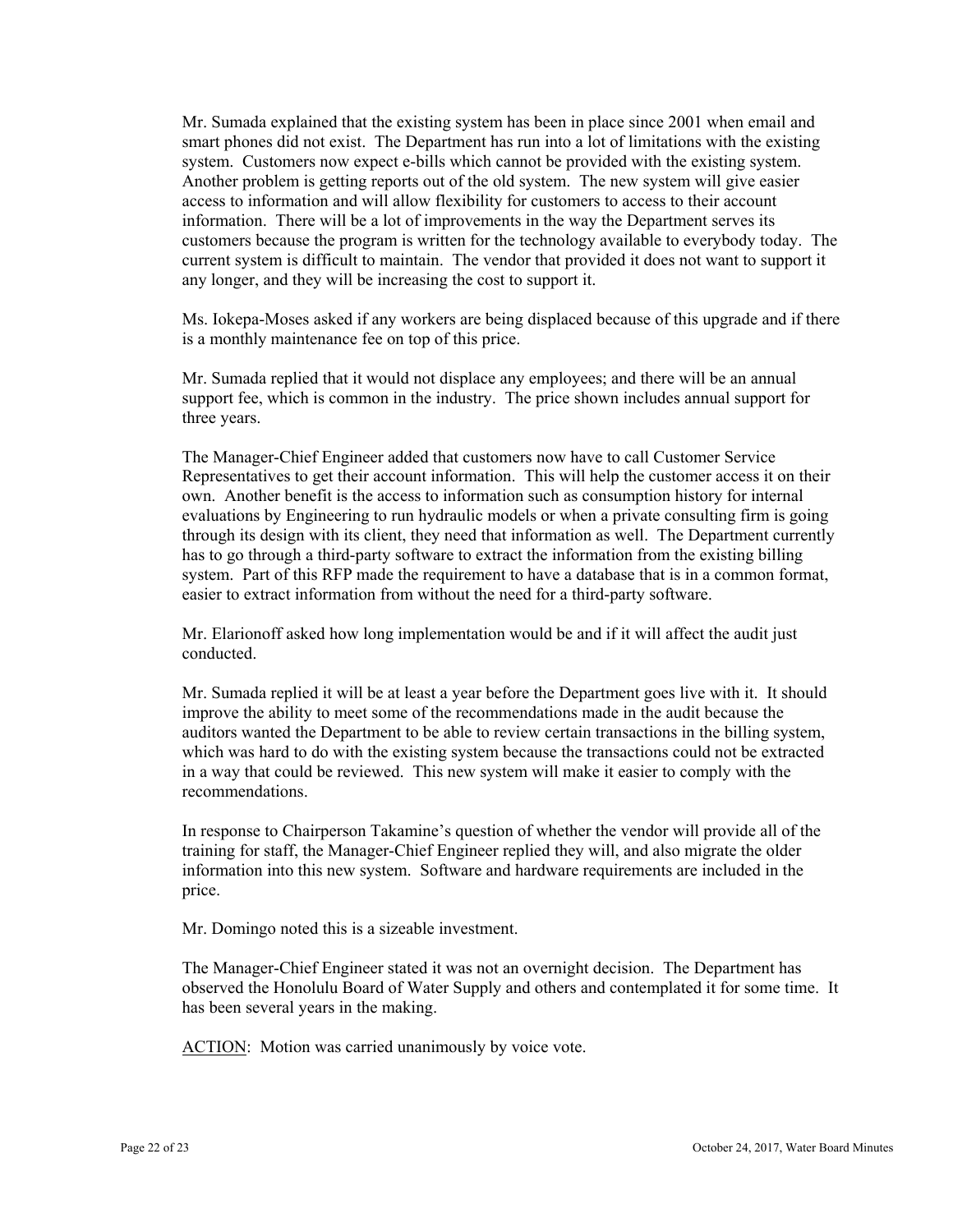Mr. Sumada explained that the existing system has been in place since 2001 when email and smart phones did not exist. The Department has run into a lot of limitations with the existing system. Customers now expect e-bills which cannot be provided with the existing system. Another problem is getting reports out of the old system. The new system will give easier access to information and will allow flexibility for customers to access to their account information. There will be a lot of improvements in the way the Department serves its customers because the program is written for the technology available to everybody today. The current system is difficult to maintain. The vendor that provided it does not want to support it any longer, and they will be increasing the cost to support it.

Ms. Iokepa-Moses asked if any workers are being displaced because of this upgrade and if there is a monthly maintenance fee on top of this price.

Mr. Sumada replied that it would not displace any employees; and there will be an annual support fee, which is common in the industry. The price shown includes annual support for three years.

The Manager-Chief Engineer added that customers now have to call Customer Service Representatives to get their account information. This will help the customer access it on their own. Another benefit is the access to information such as consumption history for internal evaluations by Engineering to run hydraulic models or when a private consulting firm is going through its design with its client, they need that information as well. The Department currently has to go through a third-party software to extract the information from the existing billing system. Part of this RFP made the requirement to have a database that is in a common format, easier to extract information from without the need for a third-party software.

Mr. Elarionoff asked how long implementation would be and if it will affect the audit just conducted.

Mr. Sumada replied it will be at least a year before the Department goes live with it. It should improve the ability to meet some of the recommendations made in the audit because the auditors wanted the Department to be able to review certain transactions in the billing system, which was hard to do with the existing system because the transactions could not be extracted in a way that could be reviewed. This new system will make it easier to comply with the recommendations.

In response to Chairperson Takamine's question of whether the vendor will provide all of the training for staff, the Manager-Chief Engineer replied they will, and also migrate the older information into this new system. Software and hardware requirements are included in the price.

Mr. Domingo noted this is a sizeable investment.

The Manager-Chief Engineer stated it was not an overnight decision. The Department has observed the Honolulu Board of Water Supply and others and contemplated it for some time. It has been several years in the making.

ACTION: Motion was carried unanimously by voice vote.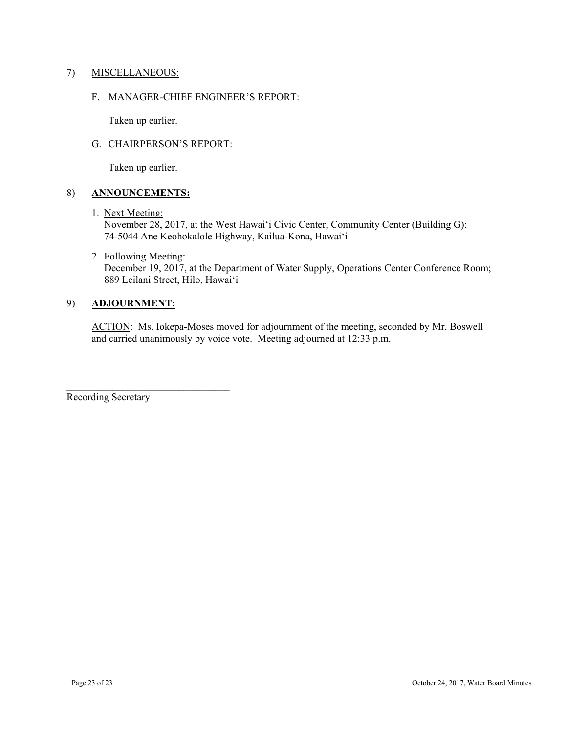7) MISCELLANEOUS:

F. MANAGER-CHIEF ENGINEER'S REPORT:

Taken up earlier.

G. CHAIRPERSON'S REPORT:

Taken up earlier.

8) **ANNOUNCEMENTS:**

1. Next Meeting:
   November 28, 2017, at the West Hawai'i Civic Center, Community Center (Building G); 74-5044 Ane Keohokalole Highway, Kailua-Kona, Hawai'i

2. Following Meeting:
   December 19, 2017, at the Department of Water Supply, Operations Center Conference Room; 889 Leilani Street, Hilo, Hawai'i

9) **ADJOURNMENT:**

ACTION: Ms. Iokepa-Moses moved for adjournment of the meeting, seconded by Mr. Boswell and carried unanimously by voice vote. Meeting adjourned at 12:33 p.m.

\_\_\_\_\_\_\_\_\_\_\_\_\_\_\_\_\_\_\_\_\_\_\_\_\_\_\_\_\_\_\_\_
Recording Secretary